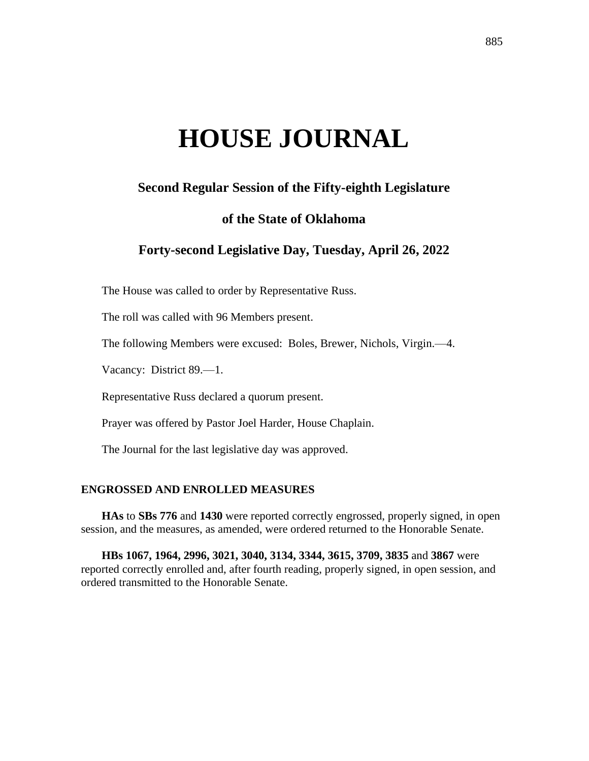# HOUSE JOURNAL

## Second Regular Session of the Fifty-eighth Legislature

## of the State of Oklahoma

## Forty-second Legislative Day, Tuesday, April 26, 2022

The House was called to order by Representative Russ.

The roll was called with 96 Members present.

The following Members were excused: Boles, Brewer, Nichols, Virgin.—4.

Vacancy: District 89.—1.

Representative Russ declared a quorum present.

Prayer was offered by Pastor Joel Harder, House Chaplain.

The Journal for the last legislative day was approved.

### ENGROSSED AND ENROLLED MEASURES

**HAs** to **SBs 776** and **1430** were reported correctly engrossed, properly signed, in open session, and the measures, as amended, were ordered returned to the Honorable Senate.

**HBs 1067, 1964, 2996, 3021, 3040, 3134, 3344, 3615, 3709, 3835** and **3867** were reported correctly enrolled and, after fourth reading, properly signed, in open session, and ordered transmitted to the Honorable Senate.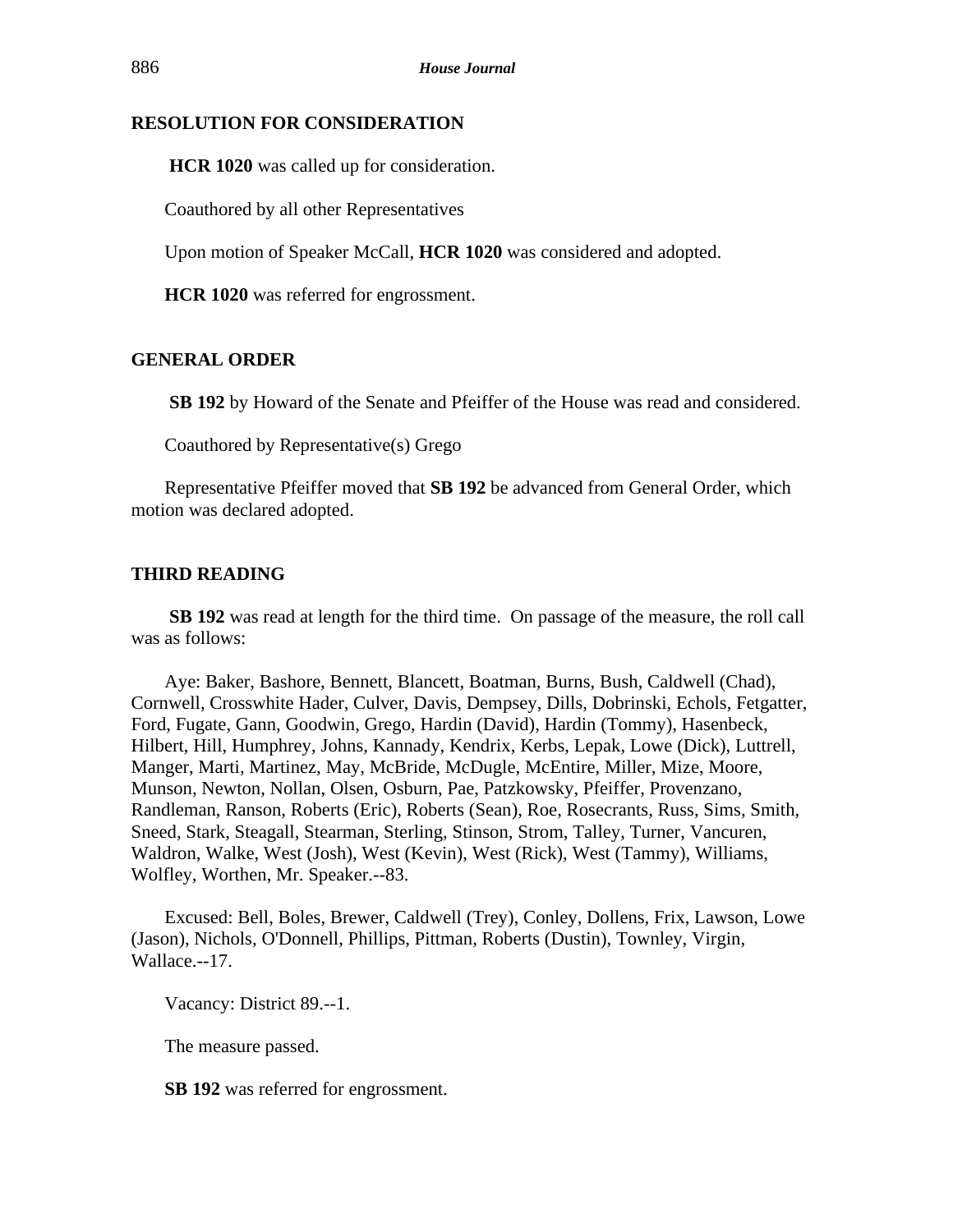## RESOLUTION FOR CONSIDERATION

**HCR 1020** was called up for consideration.

Coauthored by all other Representatives

Upon motion of Speaker McCall, **HCR 1020** was considered and adopted.

**HCR 1020** was referred for engrossment.

## GENERAL ORDER

**SB 192** by Howard of the Senate and Pfeiffer of the House was read and considered.

Coauthored by Representative(s) Grego

Representative Pfeiffer moved that **SB 192** be advanced from General Order, which motion was declared adopted.

## THIRD READING

**SB 192** was read at length for the third time. On passage of the measure, the roll call was as follows:

Aye: Baker, Bashore, Bennett, Blancett, Boatman, Burns, Bush, Caldwell (Chad), Cornwell, Crosswhite Hader, Culver, Davis, Dempsey, Dills, Dobrinski, Echols, Fetgatter, Ford, Fugate, Gann, Goodwin, Grego, Hardin (David), Hardin (Tommy), Hasenbeck, Hilbert, Hill, Humphrey, Johns, Kannady, Kendrix, Kerbs, Lepak, Lowe (Dick), Luttrell, Manger, Marti, Martinez, May, McBride, McDugle, McEntire, Miller, Mize, Moore, Munson, Newton, Nollan, Olsen, Osburn, Pae, Patzkowsky, Pfeiffer, Provenzano, Randleman, Ranson, Roberts (Eric), Roberts (Sean), Roe, Rosecrants, Russ, Sims, Smith, Sneed, Stark, Steagall, Stearman, Sterling, Stinson, Strom, Talley, Turner, Vancuren, Waldron, Walke, West (Josh), West (Kevin), West (Rick), West (Tammy), Williams, Wolfley, Worthen, Mr. Speaker.--83.

Excused: Bell, Boles, Brewer, Caldwell (Trey), Conley, Dollens, Frix, Lawson, Lowe (Jason), Nichols, O'Donnell, Phillips, Pittman, Roberts (Dustin), Townley, Virgin, Wallace.--17.

Vacancy: District 89.--1.

The measure passed.

**SB 192** was referred for engrossment.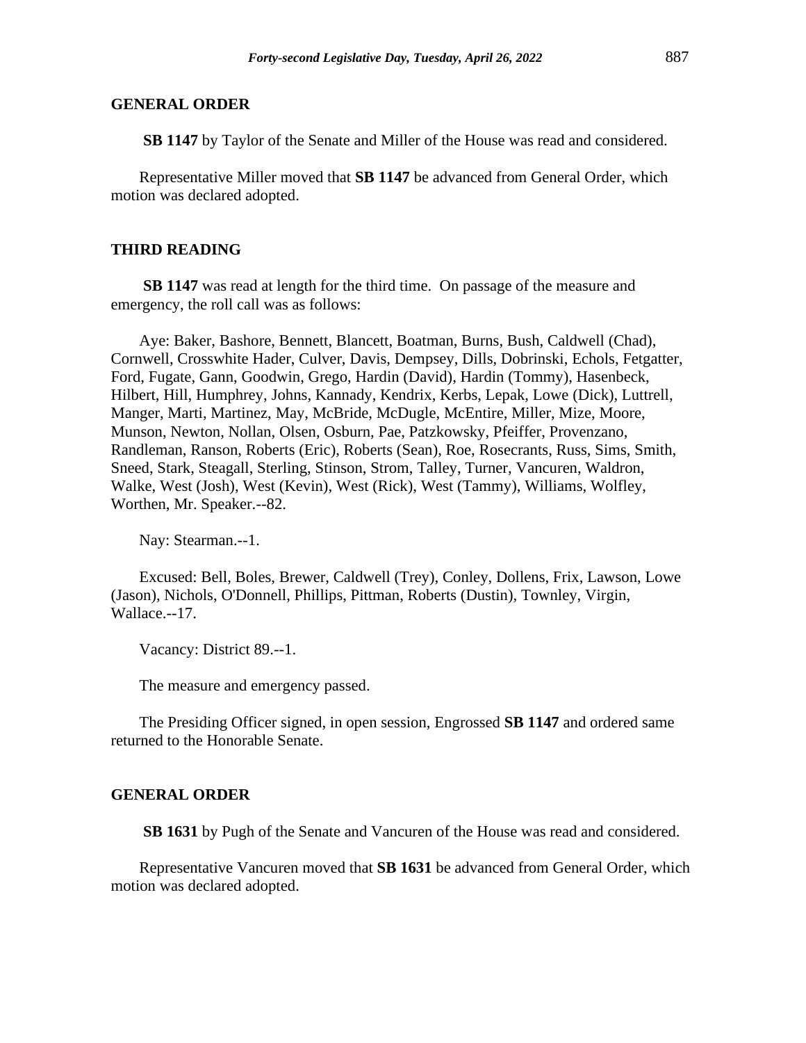## GENERAL ORDER

**SB 1147** by Taylor of the Senate and Miller of the House was read and considered.

Representative Miller moved that **SB 1147** be advanced from General Order, which motion was declared adopted.

## THIRD READING

**SB 1147** was read at length for the third time. On passage of the measure and emergency, the roll call was as follows:

Aye: Baker, Bashore, Bennett, Blancett, Boatman, Burns, Bush, Caldwell (Chad), Cornwell, Crosswhite Hader, Culver, Davis, Dempsey, Dills, Dobrinski, Echols, Fetgatter, Ford, Fugate, Gann, Goodwin, Grego, Hardin (David), Hardin (Tommy), Hasenbeck, Hilbert, Hill, Humphrey, Johns, Kannady, Kendrix, Kerbs, Lepak, Lowe (Dick), Luttrell, Manger, Marti, Martinez, May, McBride, McDugle, McEntire, Miller, Mize, Moore, Munson, Newton, Nollan, Olsen, Osburn, Pae, Patzkowsky, Pfeiffer, Provenzano, Randleman, Ranson, Roberts (Eric), Roberts (Sean), Roe, Rosecrants, Russ, Sims, Smith, Sneed, Stark, Steagall, Sterling, Stinson, Strom, Talley, Turner, Vancuren, Waldron, Walke, West (Josh), West (Kevin), West (Rick), West (Tammy), Williams, Wolfley, Worthen, Mr. Speaker.--82.

Nay: Stearman.--1.

Excused: Bell, Boles, Brewer, Caldwell (Trey), Conley, Dollens, Frix, Lawson, Lowe (Jason), Nichols, O'Donnell, Phillips, Pittman, Roberts (Dustin), Townley, Virgin, Wallace.--17.

Vacancy: District 89.--1.

The measure and emergency passed.

The Presiding Officer signed, in open session, Engrossed **SB 1147** and ordered same returned to the Honorable Senate.

## GENERAL ORDER

**SB 1631** by Pugh of the Senate and Vancuren of the House was read and considered.

Representative Vancuren moved that **SB 1631** be advanced from General Order, which motion was declared adopted.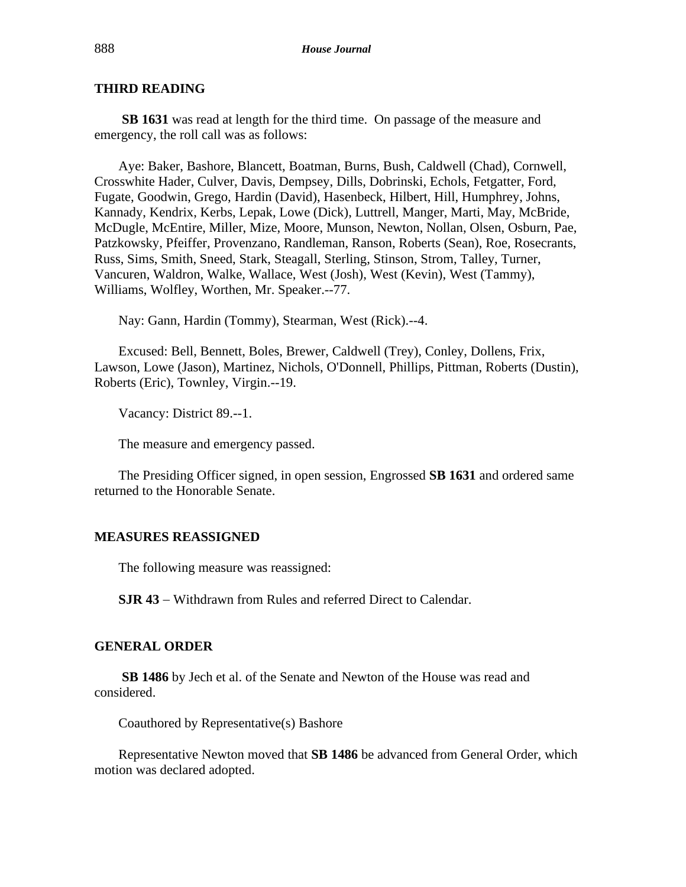## THIRD READING

**SB 1631** was read at length for the third time. On passage of the measure and emergency, the roll call was as follows:

Aye: Baker, Bashore, Blancett, Boatman, Burns, Bush, Caldwell (Chad), Cornwell, Crosswhite Hader, Culver, Davis, Dempsey, Dills, Dobrinski, Echols, Fetgatter, Ford, Fugate, Goodwin, Grego, Hardin (David), Hasenbeck, Hilbert, Hill, Humphrey, Johns, Kannady, Kendrix, Kerbs, Lepak, Lowe (Dick), Luttrell, Manger, Marti, May, McBride, McDugle, McEntire, Miller, Mize, Moore, Munson, Newton, Nollan, Olsen, Osburn, Pae, Patzkowsky, Pfeiffer, Provenzano, Randleman, Ranson, Roberts (Sean), Roe, Rosecrants, Russ, Sims, Smith, Sneed, Stark, Steagall, Sterling, Stinson, Strom, Talley, Turner, Vancuren, Waldron, Walke, Wallace, West (Josh), West (Kevin), West (Tammy), Williams, Wolfley, Worthen, Mr. Speaker.--77.

Nay: Gann, Hardin (Tommy), Stearman, West (Rick).--4.

Excused: Bell, Bennett, Boles, Brewer, Caldwell (Trey), Conley, Dollens, Frix, Lawson, Lowe (Jason), Martinez, Nichols, O'Donnell, Phillips, Pittman, Roberts (Dustin), Roberts (Eric), Townley, Virgin.--19.

Vacancy: District 89.--1.

The measure and emergency passed.

The Presiding Officer signed, in open session, Engrossed **SB 1631** and ordered same returned to the Honorable Senate.

## MEASURES REASSIGNED

The following measure was reassigned:

**SJR 43** − Withdrawn from Rules and referred Direct to Calendar.

## GENERAL ORDER

**SB 1486** by Jech et al. of the Senate and Newton of the House was read and considered.

Coauthored by Representative(s) Bashore

Representative Newton moved that **SB 1486** be advanced from General Order, which motion was declared adopted.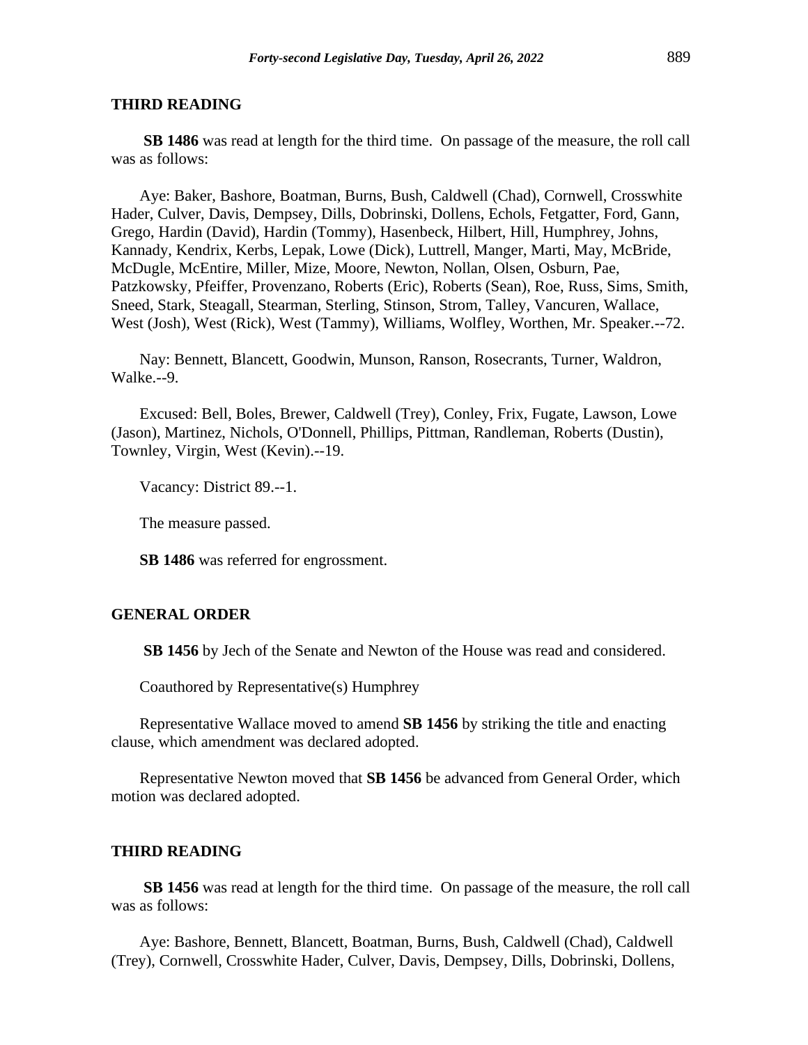## THIRD READING

**SB 1486** was read at length for the third time. On passage of the measure, the roll call was as follows:

Aye: Baker, Bashore, Boatman, Burns, Bush, Caldwell (Chad), Cornwell, Crosswhite Hader, Culver, Davis, Dempsey, Dills, Dobrinski, Dollens, Echols, Fetgatter, Ford, Gann, Grego, Hardin (David), Hardin (Tommy), Hasenbeck, Hilbert, Hill, Humphrey, Johns, Kannady, Kendrix, Kerbs, Lepak, Lowe (Dick), Luttrell, Manger, Marti, May, McBride, McDugle, McEntire, Miller, Mize, Moore, Newton, Nollan, Olsen, Osburn, Pae, Patzkowsky, Pfeiffer, Provenzano, Roberts (Eric), Roberts (Sean), Roe, Russ, Sims, Smith, Sneed, Stark, Steagall, Stearman, Sterling, Stinson, Strom, Talley, Vancuren, Wallace, West (Josh), West (Rick), West (Tammy), Williams, Wolfley, Worthen, Mr. Speaker.--72.

Nay: Bennett, Blancett, Goodwin, Munson, Ranson, Rosecrants, Turner, Waldron, Walke.--9.

Excused: Bell, Boles, Brewer, Caldwell (Trey), Conley, Frix, Fugate, Lawson, Lowe (Jason), Martinez, Nichols, O'Donnell, Phillips, Pittman, Randleman, Roberts (Dustin), Townley, Virgin, West (Kevin).--19.

Vacancy: District 89.--1.

The measure passed.

**SB 1486** was referred for engrossment.

## GENERAL ORDER

**SB 1456** by Jech of the Senate and Newton of the House was read and considered.

Coauthored by Representative(s) Humphrey

Representative Wallace moved to amend **SB 1456** by striking the title and enacting clause, which amendment was declared adopted.

Representative Newton moved that **SB 1456** be advanced from General Order, which motion was declared adopted.

## THIRD READING

**SB 1456** was read at length for the third time. On passage of the measure, the roll call was as follows:

Aye: Bashore, Bennett, Blancett, Boatman, Burns, Bush, Caldwell (Chad), Caldwell (Trey), Cornwell, Crosswhite Hader, Culver, Davis, Dempsey, Dills, Dobrinski, Dollens,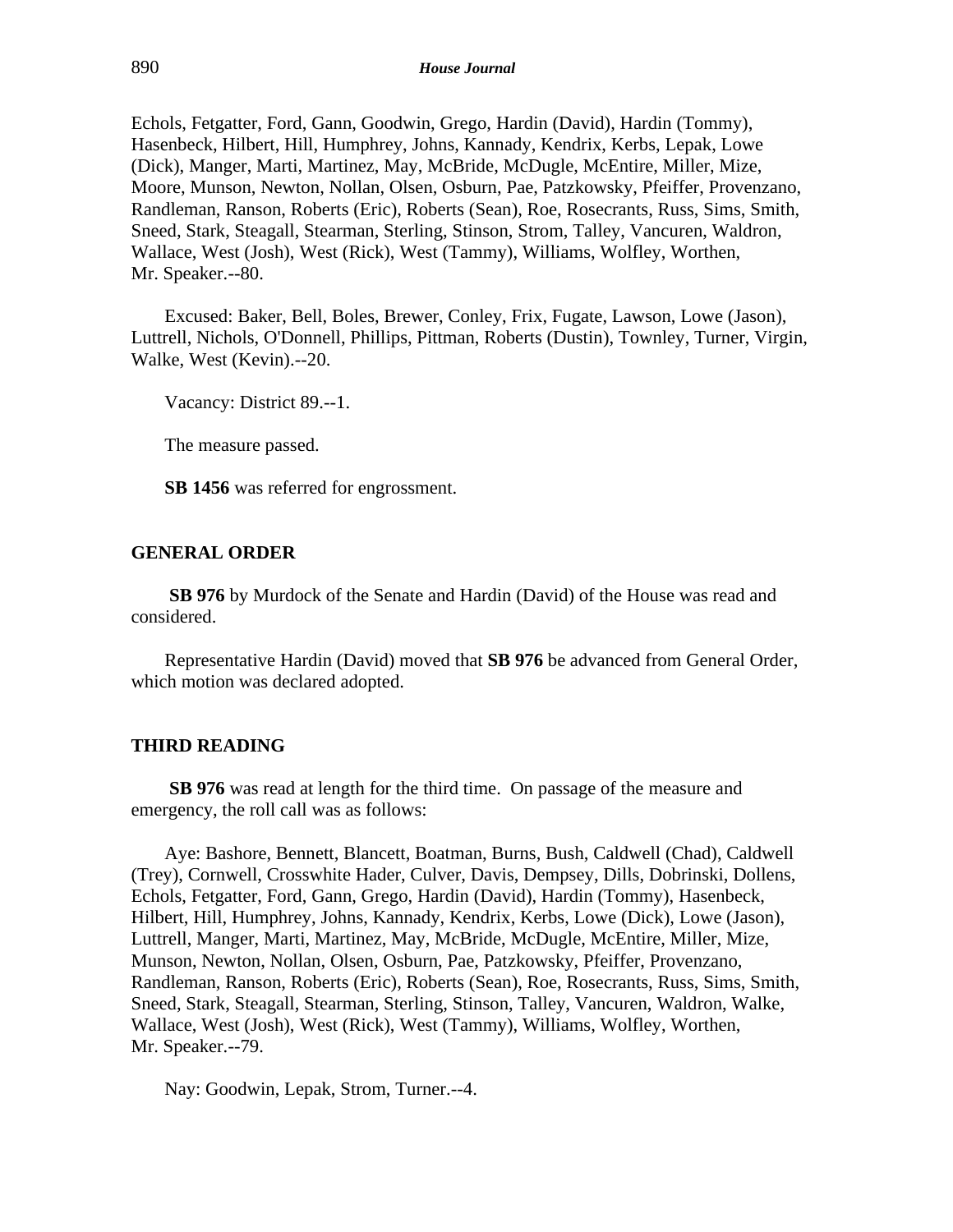Echols, Fetgatter, Ford, Gann, Goodwin, Grego, Hardin (David), Hardin (Tommy), Hasenbeck, Hilbert, Hill, Humphrey, Johns, Kannady, Kendrix, Kerbs, Lepak, Lowe (Dick), Manger, Marti, Martinez, May, McBride, McDugle, McEntire, Miller, Mize, Moore, Munson, Newton, Nollan, Olsen, Osburn, Pae, Patzkowsky, Pfeiffer, Provenzano, Randleman, Ranson, Roberts (Eric), Roberts (Sean), Roe, Rosecrants, Russ, Sims, Smith, Sneed, Stark, Steagall, Stearman, Sterling, Stinson, Strom, Talley, Vancuren, Waldron, Wallace, West (Josh), West (Rick), West (Tammy), Williams, Wolfley, Worthen, Mr. Speaker.--80.

Excused: Baker, Bell, Boles, Brewer, Conley, Frix, Fugate, Lawson, Lowe (Jason), Luttrell, Nichols, O'Donnell, Phillips, Pittman, Roberts (Dustin), Townley, Turner, Virgin, Walke, West (Kevin).--20.

Vacancy: District 89.--1.

The measure passed.

**SB 1456** was referred for engrossment.

## GENERAL ORDER

**SB 976** by Murdock of the Senate and Hardin (David) of the House was read and considered.

Representative Hardin (David) moved that **SB 976** be advanced from General Order, which motion was declared adopted.

## THIRD READING

**SB 976** was read at length for the third time. On passage of the measure and emergency, the roll call was as follows:

Aye: Bashore, Bennett, Blancett, Boatman, Burns, Bush, Caldwell (Chad), Caldwell (Trey), Cornwell, Crosswhite Hader, Culver, Davis, Dempsey, Dills, Dobrinski, Dollens, Echols, Fetgatter, Ford, Gann, Grego, Hardin (David), Hardin (Tommy), Hasenbeck, Hilbert, Hill, Humphrey, Johns, Kannady, Kendrix, Kerbs, Lowe (Dick), Lowe (Jason), Luttrell, Manger, Marti, Martinez, May, McBride, McDugle, McEntire, Miller, Mize, Munson, Newton, Nollan, Olsen, Osburn, Pae, Patzkowsky, Pfeiffer, Provenzano, Randleman, Ranson, Roberts (Eric), Roberts (Sean), Roe, Rosecrants, Russ, Sims, Smith, Sneed, Stark, Steagall, Stearman, Sterling, Stinson, Talley, Vancuren, Waldron, Walke, Wallace, West (Josh), West (Rick), West (Tammy), Williams, Wolfley, Worthen, Mr. Speaker.--79.

Nay: Goodwin, Lepak, Strom, Turner.--4.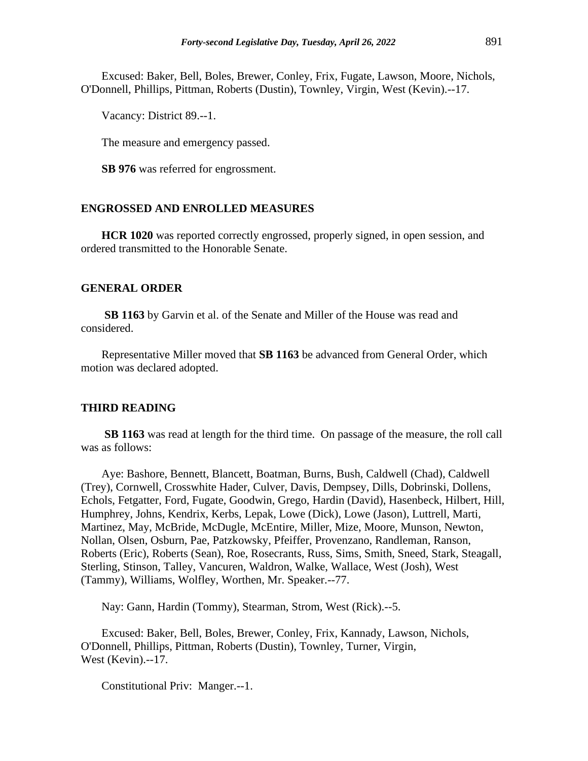Excused: Baker, Bell, Boles, Brewer, Conley, Frix, Fugate, Lawson, Moore, Nichols, O'Donnell, Phillips, Pittman, Roberts (Dustin), Townley, Virgin, West (Kevin).--17.

Vacancy: District 89.--1.

The measure and emergency passed.

**SB 976** was referred for engrossment.

## ENGROSSED AND ENROLLED MEASURES

**HCR 1020** was reported correctly engrossed, properly signed, in open session, and ordered transmitted to the Honorable Senate.

## GENERAL ORDER

**SB 1163** by Garvin et al. of the Senate and Miller of the House was read and considered.

Representative Miller moved that **SB 1163** be advanced from General Order, which motion was declared adopted.

## THIRD READING

**SB 1163** was read at length for the third time. On passage of the measure, the roll call was as follows:

Aye: Bashore, Bennett, Blancett, Boatman, Burns, Bush, Caldwell (Chad), Caldwell (Trey), Cornwell, Crosswhite Hader, Culver, Davis, Dempsey, Dills, Dobrinski, Dollens, Echols, Fetgatter, Ford, Fugate, Goodwin, Grego, Hardin (David), Hasenbeck, Hilbert, Hill, Humphrey, Johns, Kendrix, Kerbs, Lepak, Lowe (Dick), Lowe (Jason), Luttrell, Marti, Martinez, May, McBride, McDugle, McEntire, Miller, Mize, Moore, Munson, Newton, Nollan, Olsen, Osburn, Pae, Patzkowsky, Pfeiffer, Provenzano, Randleman, Ranson, Roberts (Eric), Roberts (Sean), Roe, Rosecrants, Russ, Sims, Smith, Sneed, Stark, Steagall, Sterling, Stinson, Talley, Vancuren, Waldron, Walke, Wallace, West (Josh), West (Tammy), Williams, Wolfley, Worthen, Mr. Speaker.--77.

Nay: Gann, Hardin (Tommy), Stearman, Strom, West (Rick).--5.

Excused: Baker, Bell, Boles, Brewer, Conley, Frix, Kannady, Lawson, Nichols, O'Donnell, Phillips, Pittman, Roberts (Dustin), Townley, Turner, Virgin, West (Kevin).--17.

Constitutional Priv: Manger.--1.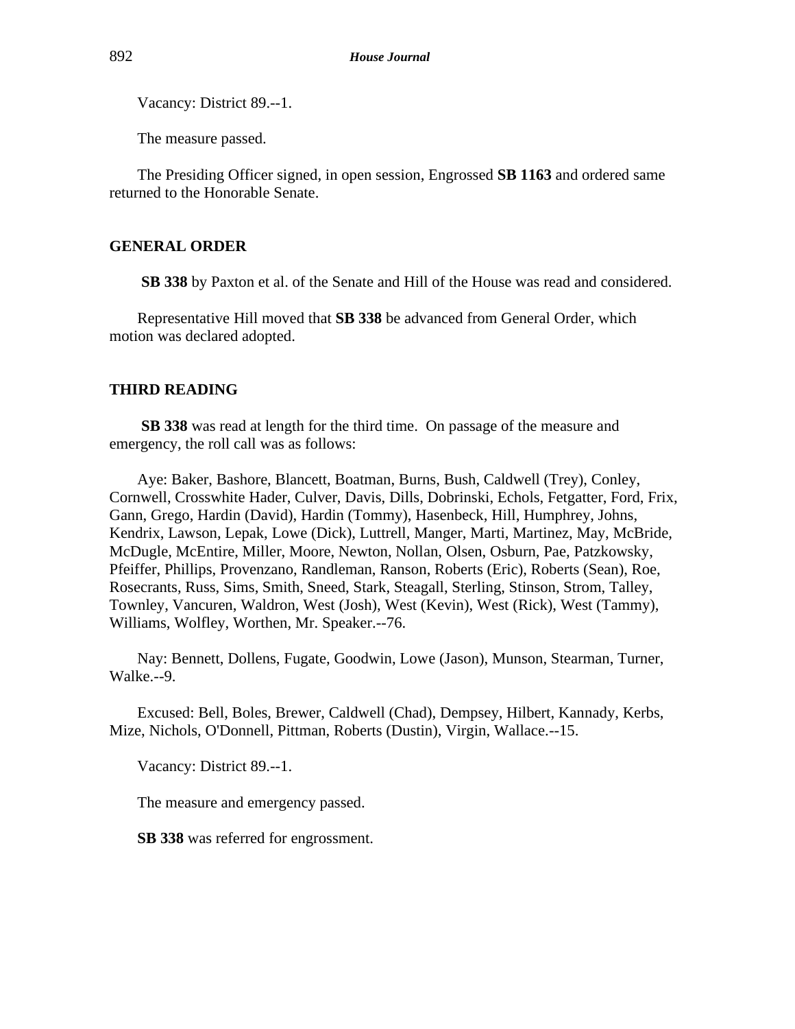Vacancy: District 89.--1.

The measure passed.

The Presiding Officer signed, in open session, Engrossed **SB 1163** and ordered same returned to the Honorable Senate.

## GENERAL ORDER

**SB 338** by Paxton et al. of the Senate and Hill of the House was read and considered.

Representative Hill moved that **SB 338** be advanced from General Order, which motion was declared adopted.

## THIRD READING

**SB 338** was read at length for the third time. On passage of the measure and emergency, the roll call was as follows:

Aye: Baker, Bashore, Blancett, Boatman, Burns, Bush, Caldwell (Trey), Conley, Cornwell, Crosswhite Hader, Culver, Davis, Dills, Dobrinski, Echols, Fetgatter, Ford, Frix, Gann, Grego, Hardin (David), Hardin (Tommy), Hasenbeck, Hill, Humphrey, Johns, Kendrix, Lawson, Lepak, Lowe (Dick), Luttrell, Manger, Marti, Martinez, May, McBride, McDugle, McEntire, Miller, Moore, Newton, Nollan, Olsen, Osburn, Pae, Patzkowsky, Pfeiffer, Phillips, Provenzano, Randleman, Ranson, Roberts (Eric), Roberts (Sean), Roe, Rosecrants, Russ, Sims, Smith, Sneed, Stark, Steagall, Sterling, Stinson, Strom, Talley, Townley, Vancuren, Waldron, West (Josh), West (Kevin), West (Rick), West (Tammy), Williams, Wolfley, Worthen, Mr. Speaker.--76.

Nay: Bennett, Dollens, Fugate, Goodwin, Lowe (Jason), Munson, Stearman, Turner, Walke.--9.

Excused: Bell, Boles, Brewer, Caldwell (Chad), Dempsey, Hilbert, Kannady, Kerbs, Mize, Nichols, O'Donnell, Pittman, Roberts (Dustin), Virgin, Wallace.--15.

Vacancy: District 89.--1.

The measure and emergency passed.

**SB 338** was referred for engrossment.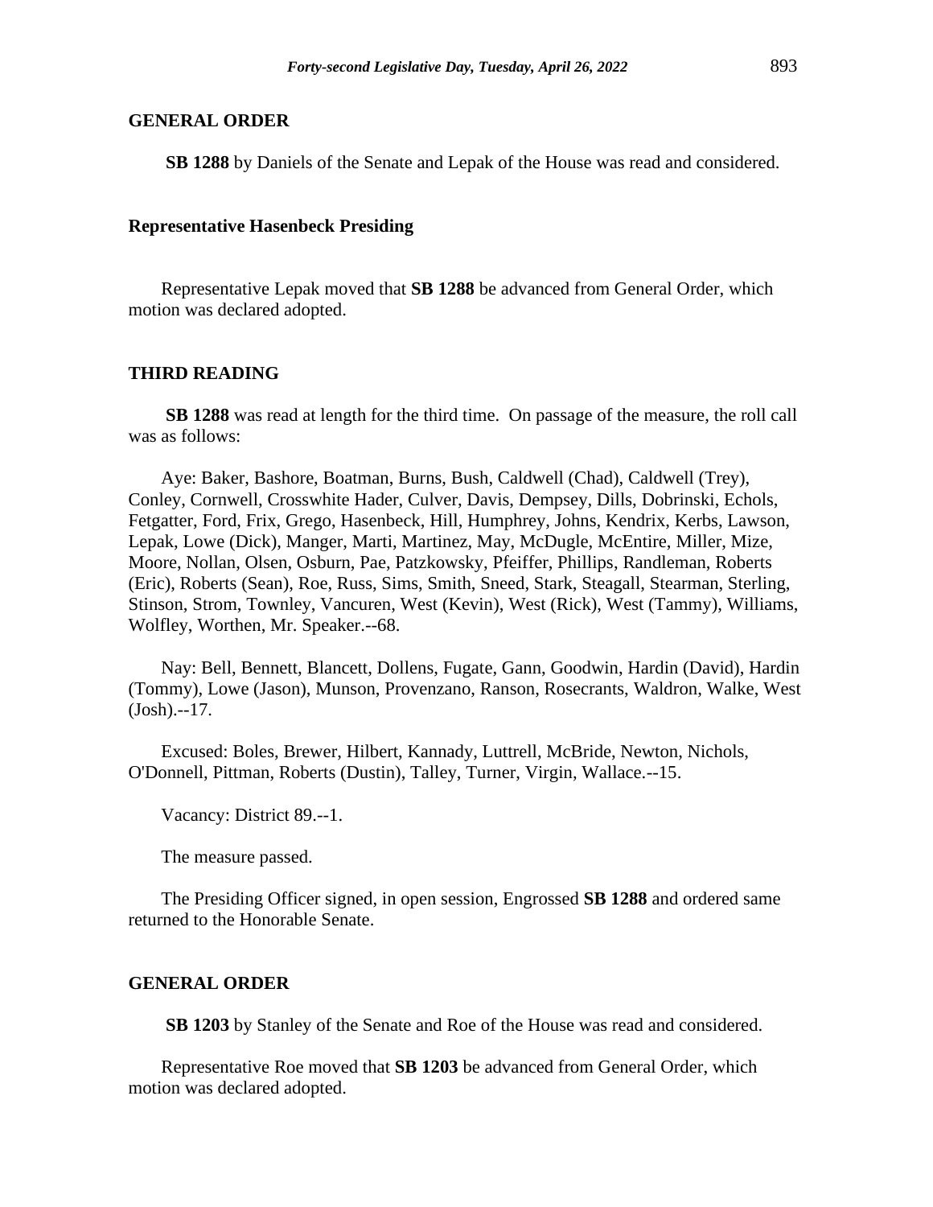## GENERAL ORDER

**SB 1288** by Daniels of the Senate and Lepak of the House was read and considered.

### Representative Hasenbeck Presiding

Representative Lepak moved that **SB 1288** be advanced from General Order, which motion was declared adopted.

## THIRD READING

**SB 1288** was read at length for the third time. On passage of the measure, the roll call was as follows:

Aye: Baker, Bashore, Boatman, Burns, Bush, Caldwell (Chad), Caldwell (Trey), Conley, Cornwell, Crosswhite Hader, Culver, Davis, Dempsey, Dills, Dobrinski, Echols, Fetgatter, Ford, Frix, Grego, Hasenbeck, Hill, Humphrey, Johns, Kendrix, Kerbs, Lawson, Lepak, Lowe (Dick), Manger, Marti, Martinez, May, McDugle, McEntire, Miller, Mize, Moore, Nollan, Olsen, Osburn, Pae, Patzkowsky, Pfeiffer, Phillips, Randleman, Roberts (Eric), Roberts (Sean), Roe, Russ, Sims, Smith, Sneed, Stark, Steagall, Stearman, Sterling, Stinson, Strom, Townley, Vancuren, West (Kevin), West (Rick), West (Tammy), Williams, Wolfley, Worthen, Mr. Speaker.--68.

Nay: Bell, Bennett, Blancett, Dollens, Fugate, Gann, Goodwin, Hardin (David), Hardin (Tommy), Lowe (Jason), Munson, Provenzano, Ranson, Rosecrants, Waldron, Walke, West (Josh).--17.

Excused: Boles, Brewer, Hilbert, Kannady, Luttrell, McBride, Newton, Nichols, O'Donnell, Pittman, Roberts (Dustin), Talley, Turner, Virgin, Wallace.--15.

Vacancy: District 89.--1.

The measure passed.

The Presiding Officer signed, in open session, Engrossed **SB 1288** and ordered same returned to the Honorable Senate.

## GENERAL ORDER

**SB 1203** by Stanley of the Senate and Roe of the House was read and considered.

Representative Roe moved that **SB 1203** be advanced from General Order, which motion was declared adopted.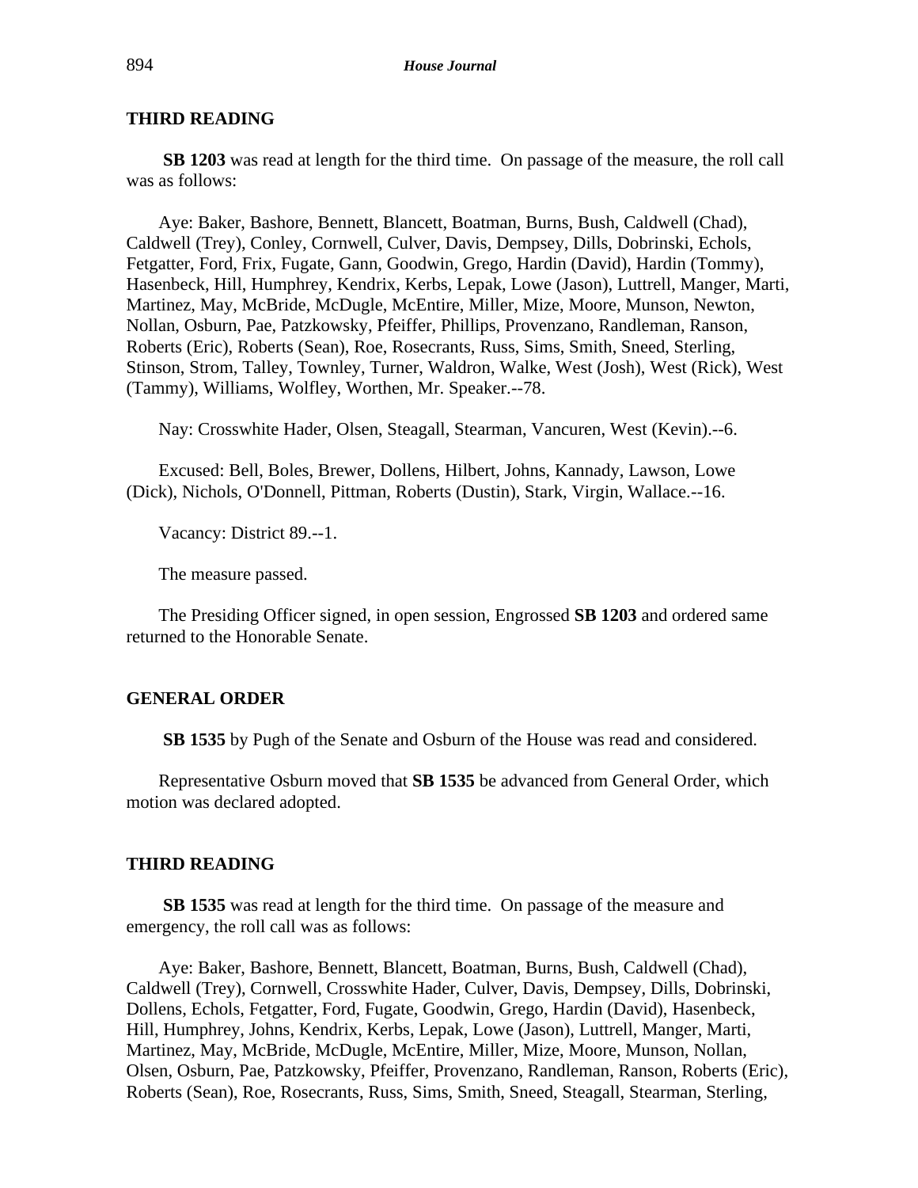## THIRD READING

**SB 1203** was read at length for the third time. On passage of the measure, the roll call was as follows:

Aye: Baker, Bashore, Bennett, Blancett, Boatman, Burns, Bush, Caldwell (Chad), Caldwell (Trey), Conley, Cornwell, Culver, Davis, Dempsey, Dills, Dobrinski, Echols, Fetgatter, Ford, Frix, Fugate, Gann, Goodwin, Grego, Hardin (David), Hardin (Tommy), Hasenbeck, Hill, Humphrey, Kendrix, Kerbs, Lepak, Lowe (Jason), Luttrell, Manger, Marti, Martinez, May, McBride, McDugle, McEntire, Miller, Mize, Moore, Munson, Newton, Nollan, Osburn, Pae, Patzkowsky, Pfeiffer, Phillips, Provenzano, Randleman, Ranson, Roberts (Eric), Roberts (Sean), Roe, Rosecrants, Russ, Sims, Smith, Sneed, Sterling, Stinson, Strom, Talley, Townley, Turner, Waldron, Walke, West (Josh), West (Rick), West (Tammy), Williams, Wolfley, Worthen, Mr. Speaker.--78.

Nay: Crosswhite Hader, Olsen, Steagall, Stearman, Vancuren, West (Kevin).--6.

Excused: Bell, Boles, Brewer, Dollens, Hilbert, Johns, Kannady, Lawson, Lowe (Dick), Nichols, O'Donnell, Pittman, Roberts (Dustin), Stark, Virgin, Wallace.--16.

Vacancy: District 89.--1.

The measure passed.

The Presiding Officer signed, in open session, Engrossed **SB 1203** and ordered same returned to the Honorable Senate.

## GENERAL ORDER

**SB 1535** by Pugh of the Senate and Osburn of the House was read and considered.

Representative Osburn moved that **SB 1535** be advanced from General Order, which motion was declared adopted.

## THIRD READING

**SB 1535** was read at length for the third time. On passage of the measure and emergency, the roll call was as follows:

Aye: Baker, Bashore, Bennett, Blancett, Boatman, Burns, Bush, Caldwell (Chad), Caldwell (Trey), Cornwell, Crosswhite Hader, Culver, Davis, Dempsey, Dills, Dobrinski, Dollens, Echols, Fetgatter, Ford, Fugate, Goodwin, Grego, Hardin (David), Hasenbeck, Hill, Humphrey, Johns, Kendrix, Kerbs, Lepak, Lowe (Jason), Luttrell, Manger, Marti, Martinez, May, McBride, McDugle, McEntire, Miller, Mize, Moore, Munson, Nollan, Olsen, Osburn, Pae, Patzkowsky, Pfeiffer, Provenzano, Randleman, Ranson, Roberts (Eric), Roberts (Sean), Roe, Rosecrants, Russ, Sims, Smith, Sneed, Steagall, Stearman, Sterling,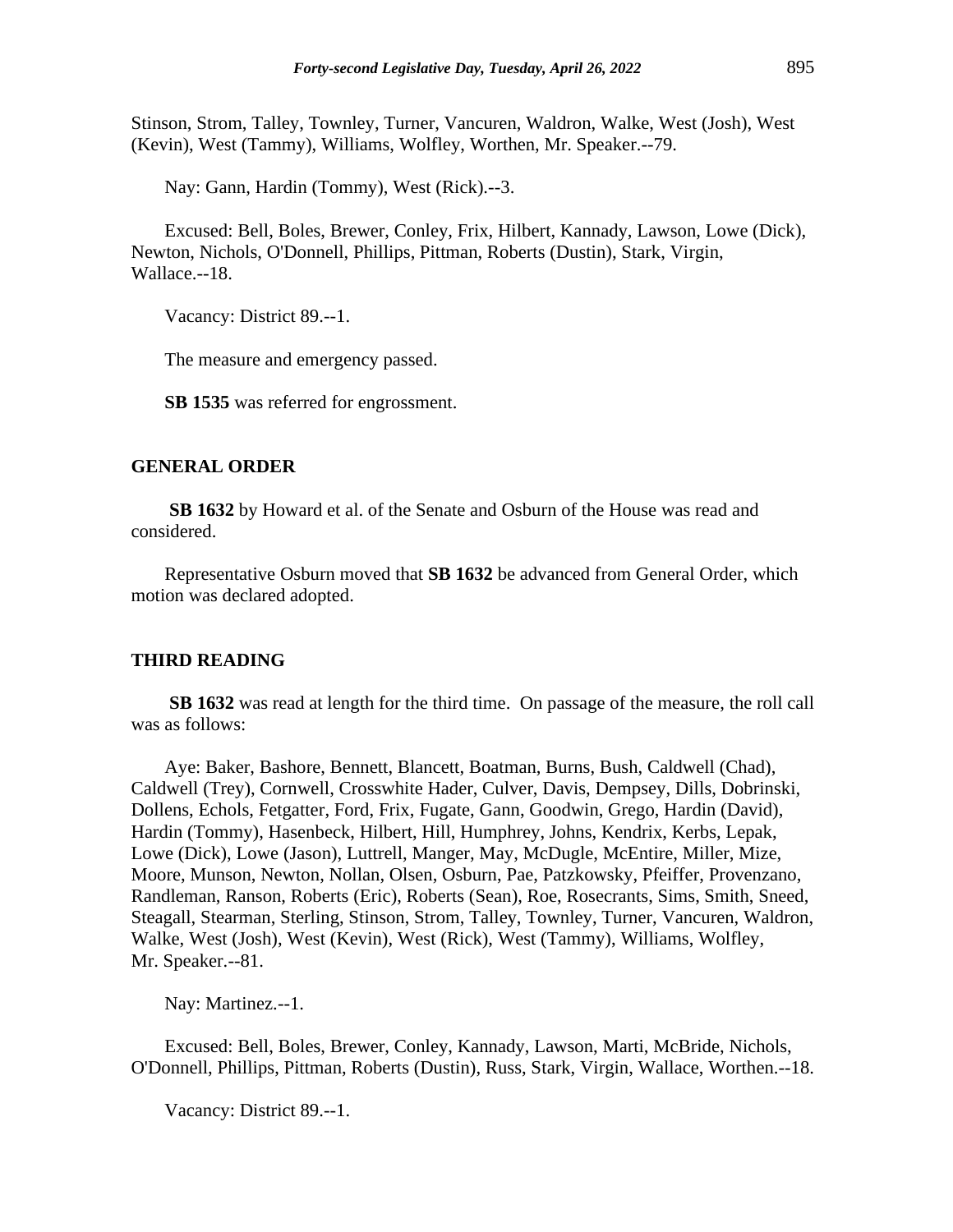Stinson, Strom, Talley, Townley, Turner, Vancuren, Waldron, Walke, West (Josh), West (Kevin), West (Tammy), Williams, Wolfley, Worthen, Mr. Speaker.--79.

Nay: Gann, Hardin (Tommy), West (Rick).--3.

Excused: Bell, Boles, Brewer, Conley, Frix, Hilbert, Kannady, Lawson, Lowe (Dick), Newton, Nichols, O'Donnell, Phillips, Pittman, Roberts (Dustin), Stark, Virgin, Wallace.--18.

Vacancy: District 89.--1.

The measure and emergency passed.

**SB 1535** was referred for engrossment.

## GENERAL ORDER

**SB 1632** by Howard et al. of the Senate and Osburn of the House was read and considered.

Representative Osburn moved that **SB 1632** be advanced from General Order, which motion was declared adopted.

## THIRD READING

**SB 1632** was read at length for the third time. On passage of the measure, the roll call was as follows:

Aye: Baker, Bashore, Bennett, Blancett, Boatman, Burns, Bush, Caldwell (Chad), Caldwell (Trey), Cornwell, Crosswhite Hader, Culver, Davis, Dempsey, Dills, Dobrinski, Dollens, Echols, Fetgatter, Ford, Frix, Fugate, Gann, Goodwin, Grego, Hardin (David), Hardin (Tommy), Hasenbeck, Hilbert, Hill, Humphrey, Johns, Kendrix, Kerbs, Lepak, Lowe (Dick), Lowe (Jason), Luttrell, Manger, May, McDugle, McEntire, Miller, Mize, Moore, Munson, Newton, Nollan, Olsen, Osburn, Pae, Patzkowsky, Pfeiffer, Provenzano, Randleman, Ranson, Roberts (Eric), Roberts (Sean), Roe, Rosecrants, Sims, Smith, Sneed, Steagall, Stearman, Sterling, Stinson, Strom, Talley, Townley, Turner, Vancuren, Waldron, Walke, West (Josh), West (Kevin), West (Rick), West (Tammy), Williams, Wolfley, Mr. Speaker.--81.

Nay: Martinez.--1.

Excused: Bell, Boles, Brewer, Conley, Kannady, Lawson, Marti, McBride, Nichols, O'Donnell, Phillips, Pittman, Roberts (Dustin), Russ, Stark, Virgin, Wallace, Worthen.--18.

Vacancy: District 89.--1.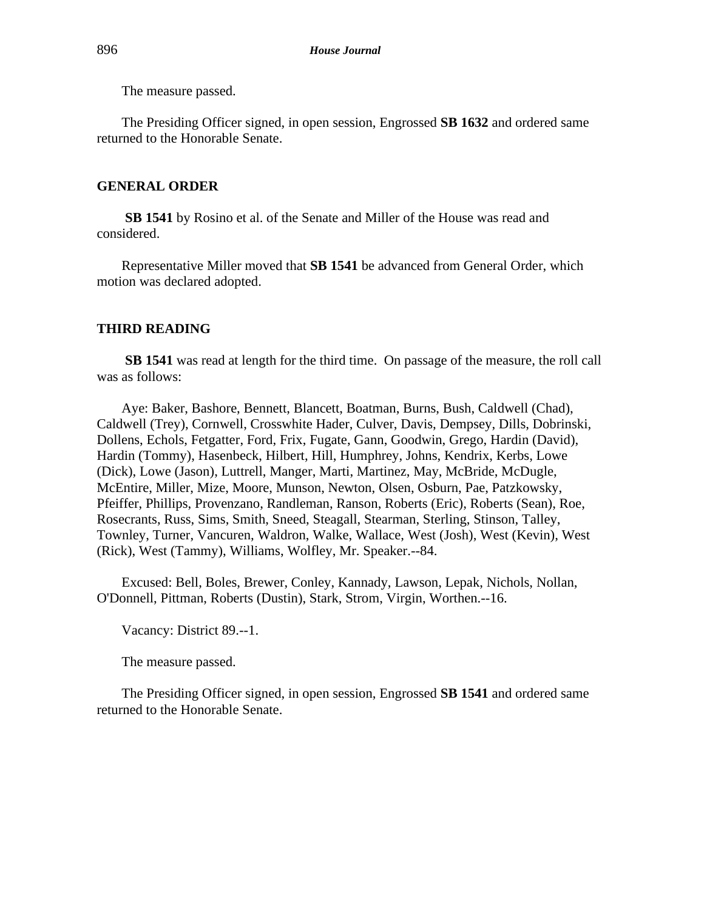The measure passed.

The Presiding Officer signed, in open session, Engrossed **SB 1632** and ordered same returned to the Honorable Senate.

## GENERAL ORDER

**SB 1541** by Rosino et al. of the Senate and Miller of the House was read and considered.

Representative Miller moved that **SB 1541** be advanced from General Order, which motion was declared adopted.

## THIRD READING

**SB 1541** was read at length for the third time. On passage of the measure, the roll call was as follows:

Aye: Baker, Bashore, Bennett, Blancett, Boatman, Burns, Bush, Caldwell (Chad), Caldwell (Trey), Cornwell, Crosswhite Hader, Culver, Davis, Dempsey, Dills, Dobrinski, Dollens, Echols, Fetgatter, Ford, Frix, Fugate, Gann, Goodwin, Grego, Hardin (David), Hardin (Tommy), Hasenbeck, Hilbert, Hill, Humphrey, Johns, Kendrix, Kerbs, Lowe (Dick), Lowe (Jason), Luttrell, Manger, Marti, Martinez, May, McBride, McDugle, McEntire, Miller, Mize, Moore, Munson, Newton, Olsen, Osburn, Pae, Patzkowsky, Pfeiffer, Phillips, Provenzano, Randleman, Ranson, Roberts (Eric), Roberts (Sean), Roe, Rosecrants, Russ, Sims, Smith, Sneed, Steagall, Stearman, Sterling, Stinson, Talley, Townley, Turner, Vancuren, Waldron, Walke, Wallace, West (Josh), West (Kevin), West (Rick), West (Tammy), Williams, Wolfley, Mr. Speaker.--84.

Excused: Bell, Boles, Brewer, Conley, Kannady, Lawson, Lepak, Nichols, Nollan, O'Donnell, Pittman, Roberts (Dustin), Stark, Strom, Virgin, Worthen.--16.

Vacancy: District 89.--1.

The measure passed.

The Presiding Officer signed, in open session, Engrossed **SB 1541** and ordered same returned to the Honorable Senate.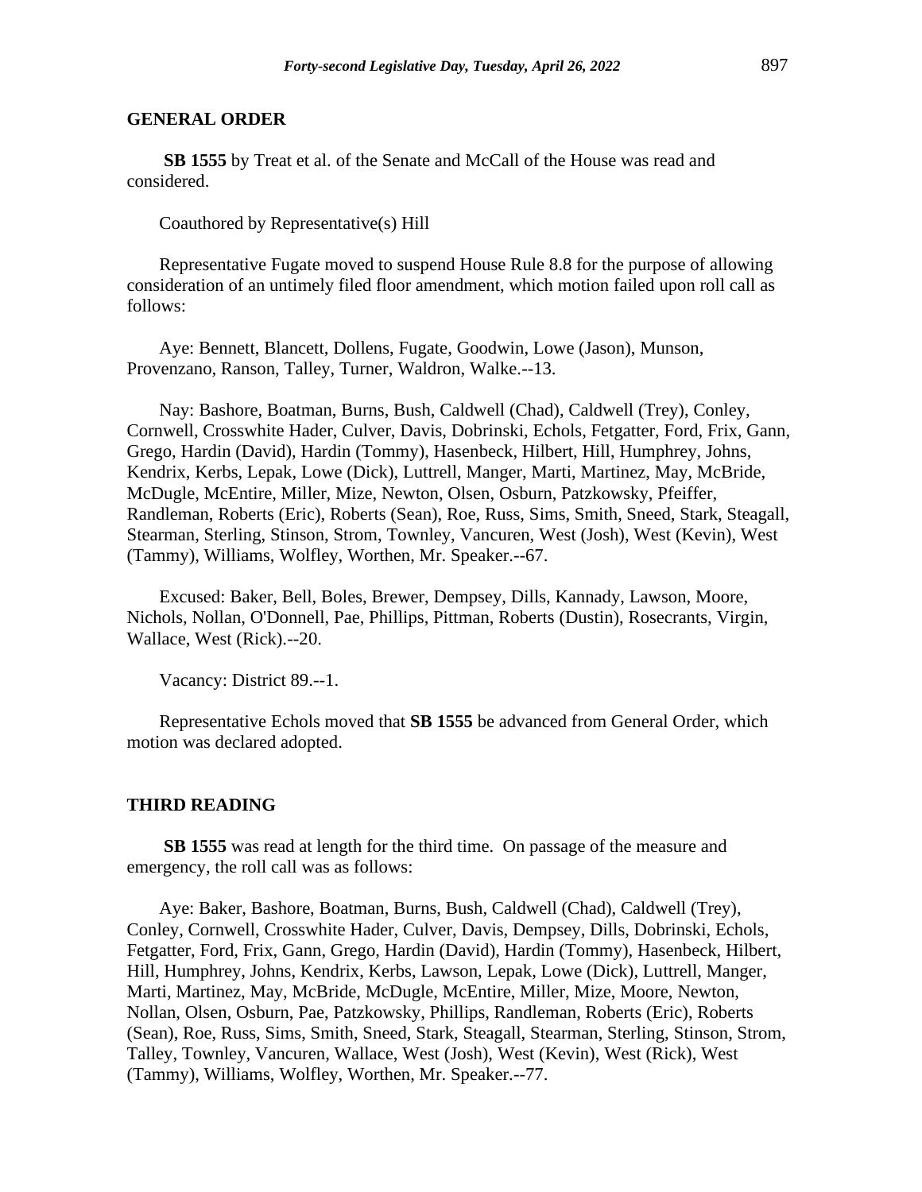## GENERAL ORDER

**SB 1555** by Treat et al. of the Senate and McCall of the House was read and considered.

Coauthored by Representative(s) Hill

Representative Fugate moved to suspend House Rule 8.8 for the purpose of allowing consideration of an untimely filed floor amendment, which motion failed upon roll call as follows:

Aye: Bennett, Blancett, Dollens, Fugate, Goodwin, Lowe (Jason), Munson, Provenzano, Ranson, Talley, Turner, Waldron, Walke.--13.

Nay: Bashore, Boatman, Burns, Bush, Caldwell (Chad), Caldwell (Trey), Conley, Cornwell, Crosswhite Hader, Culver, Davis, Dobrinski, Echols, Fetgatter, Ford, Frix, Gann, Grego, Hardin (David), Hardin (Tommy), Hasenbeck, Hilbert, Hill, Humphrey, Johns, Kendrix, Kerbs, Lepak, Lowe (Dick), Luttrell, Manger, Marti, Martinez, May, McBride, McDugle, McEntire, Miller, Mize, Newton, Olsen, Osburn, Patzkowsky, Pfeiffer, Randleman, Roberts (Eric), Roberts (Sean), Roe, Russ, Sims, Smith, Sneed, Stark, Steagall, Stearman, Sterling, Stinson, Strom, Townley, Vancuren, West (Josh), West (Kevin), West (Tammy), Williams, Wolfley, Worthen, Mr. Speaker.--67.

Excused: Baker, Bell, Boles, Brewer, Dempsey, Dills, Kannady, Lawson, Moore, Nichols, Nollan, O'Donnell, Pae, Phillips, Pittman, Roberts (Dustin), Rosecrants, Virgin, Wallace, West (Rick).--20.

Vacancy: District 89.--1.

Representative Echols moved that **SB 1555** be advanced from General Order, which motion was declared adopted.

## THIRD READING

**SB 1555** was read at length for the third time. On passage of the measure and emergency, the roll call was as follows:

Aye: Baker, Bashore, Boatman, Burns, Bush, Caldwell (Chad), Caldwell (Trey), Conley, Cornwell, Crosswhite Hader, Culver, Davis, Dempsey, Dills, Dobrinski, Echols, Fetgatter, Ford, Frix, Gann, Grego, Hardin (David), Hardin (Tommy), Hasenbeck, Hilbert, Hill, Humphrey, Johns, Kendrix, Kerbs, Lawson, Lepak, Lowe (Dick), Luttrell, Manger, Marti, Martinez, May, McBride, McDugle, McEntire, Miller, Mize, Moore, Newton, Nollan, Olsen, Osburn, Pae, Patzkowsky, Phillips, Randleman, Roberts (Eric), Roberts (Sean), Roe, Russ, Sims, Smith, Sneed, Stark, Steagall, Stearman, Sterling, Stinson, Strom, Talley, Townley, Vancuren, Wallace, West (Josh), West (Kevin), West (Rick), West (Tammy), Williams, Wolfley, Worthen, Mr. Speaker.--77.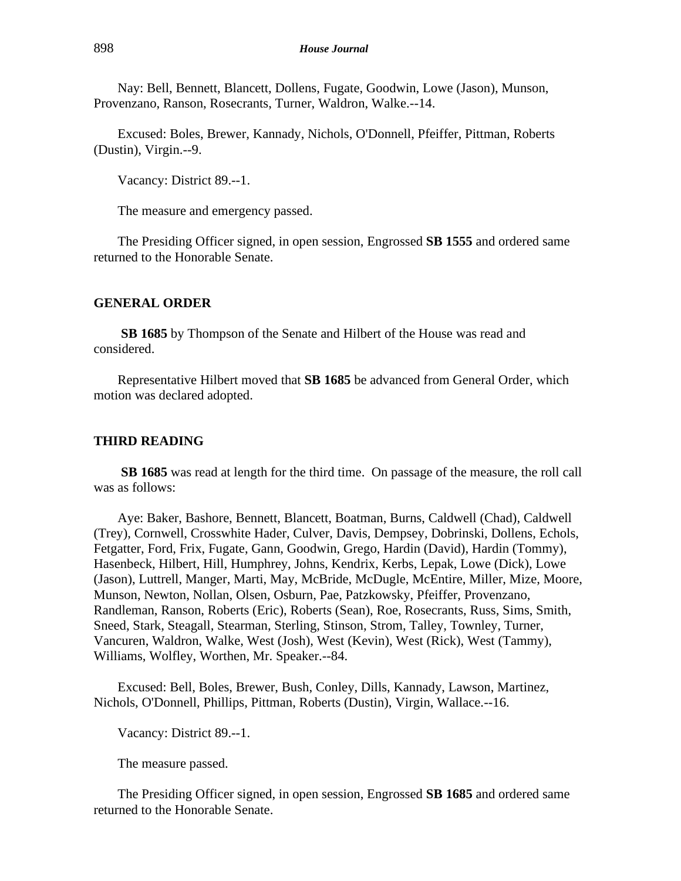Nay: Bell, Bennett, Blancett, Dollens, Fugate, Goodwin, Lowe (Jason), Munson, Provenzano, Ranson, Rosecrants, Turner, Waldron, Walke.--14.

Excused: Boles, Brewer, Kannady, Nichols, O'Donnell, Pfeiffer, Pittman, Roberts (Dustin), Virgin.--9.

Vacancy: District 89.--1.

The measure and emergency passed.

The Presiding Officer signed, in open session, Engrossed **SB 1555** and ordered same returned to the Honorable Senate.

## GENERAL ORDER

**SB 1685** by Thompson of the Senate and Hilbert of the House was read and considered.

Representative Hilbert moved that **SB 1685** be advanced from General Order, which motion was declared adopted.

## THIRD READING

**SB 1685** was read at length for the third time. On passage of the measure, the roll call was as follows:

Aye: Baker, Bashore, Bennett, Blancett, Boatman, Burns, Caldwell (Chad), Caldwell (Trey), Cornwell, Crosswhite Hader, Culver, Davis, Dempsey, Dobrinski, Dollens, Echols, Fetgatter, Ford, Frix, Fugate, Gann, Goodwin, Grego, Hardin (David), Hardin (Tommy), Hasenbeck, Hilbert, Hill, Humphrey, Johns, Kendrix, Kerbs, Lepak, Lowe (Dick), Lowe (Jason), Luttrell, Manger, Marti, May, McBride, McDugle, McEntire, Miller, Mize, Moore, Munson, Newton, Nollan, Olsen, Osburn, Pae, Patzkowsky, Pfeiffer, Provenzano, Randleman, Ranson, Roberts (Eric), Roberts (Sean), Roe, Rosecrants, Russ, Sims, Smith, Sneed, Stark, Steagall, Stearman, Sterling, Stinson, Strom, Talley, Townley, Turner, Vancuren, Waldron, Walke, West (Josh), West (Kevin), West (Rick), West (Tammy), Williams, Wolfley, Worthen, Mr. Speaker.--84.

Excused: Bell, Boles, Brewer, Bush, Conley, Dills, Kannady, Lawson, Martinez, Nichols, O'Donnell, Phillips, Pittman, Roberts (Dustin), Virgin, Wallace.--16.

Vacancy: District 89.--1.

The measure passed.

The Presiding Officer signed, in open session, Engrossed **SB 1685** and ordered same returned to the Honorable Senate.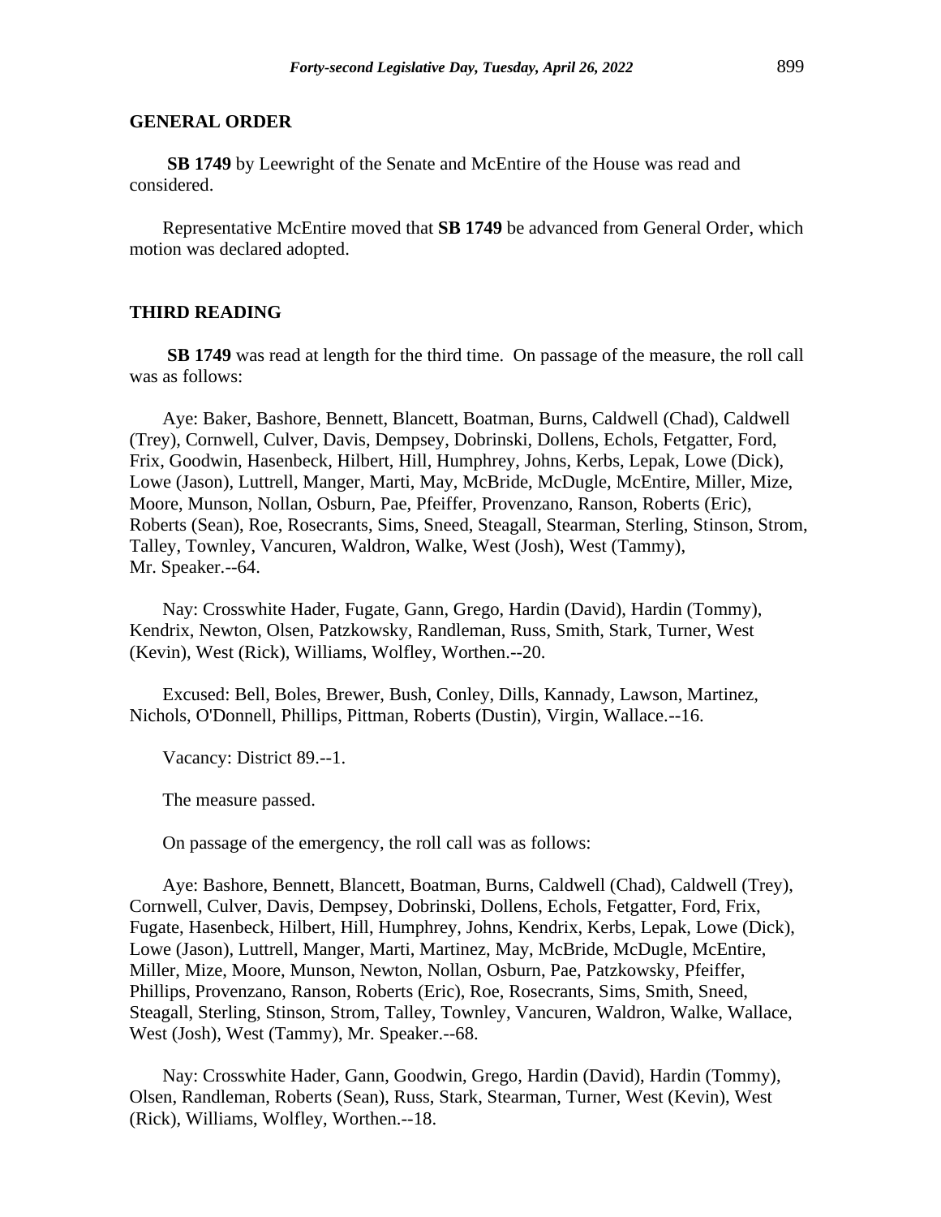## GENERAL ORDER

**SB 1749** by Leewright of the Senate and McEntire of the House was read and considered.

Representative McEntire moved that **SB 1749** be advanced from General Order, which motion was declared adopted.

## THIRD READING

**SB 1749** was read at length for the third time. On passage of the measure, the roll call was as follows:

Aye: Baker, Bashore, Bennett, Blancett, Boatman, Burns, Caldwell (Chad), Caldwell (Trey), Cornwell, Culver, Davis, Dempsey, Dobrinski, Dollens, Echols, Fetgatter, Ford, Frix, Goodwin, Hasenbeck, Hilbert, Hill, Humphrey, Johns, Kerbs, Lepak, Lowe (Dick), Lowe (Jason), Luttrell, Manger, Marti, May, McBride, McDugle, McEntire, Miller, Mize, Moore, Munson, Nollan, Osburn, Pae, Pfeiffer, Provenzano, Ranson, Roberts (Eric), Roberts (Sean), Roe, Rosecrants, Sims, Sneed, Steagall, Stearman, Sterling, Stinson, Strom, Talley, Townley, Vancuren, Waldron, Walke, West (Josh), West (Tammy), Mr. Speaker.--64.

Nay: Crosswhite Hader, Fugate, Gann, Grego, Hardin (David), Hardin (Tommy), Kendrix, Newton, Olsen, Patzkowsky, Randleman, Russ, Smith, Stark, Turner, West (Kevin), West (Rick), Williams, Wolfley, Worthen.--20.

Excused: Bell, Boles, Brewer, Bush, Conley, Dills, Kannady, Lawson, Martinez, Nichols, O'Donnell, Phillips, Pittman, Roberts (Dustin), Virgin, Wallace.--16.

Vacancy: District 89.--1.

The measure passed.

On passage of the emergency, the roll call was as follows:

Aye: Bashore, Bennett, Blancett, Boatman, Burns, Caldwell (Chad), Caldwell (Trey), Cornwell, Culver, Davis, Dempsey, Dobrinski, Dollens, Echols, Fetgatter, Ford, Frix, Fugate, Hasenbeck, Hilbert, Hill, Humphrey, Johns, Kendrix, Kerbs, Lepak, Lowe (Dick), Lowe (Jason), Luttrell, Manger, Marti, Martinez, May, McBride, McDugle, McEntire, Miller, Mize, Moore, Munson, Newton, Nollan, Osburn, Pae, Patzkowsky, Pfeiffer, Phillips, Provenzano, Ranson, Roberts (Eric), Roe, Rosecrants, Sims, Smith, Sneed, Steagall, Sterling, Stinson, Strom, Talley, Townley, Vancuren, Waldron, Walke, Wallace, West (Josh), West (Tammy), Mr. Speaker.--68.

Nay: Crosswhite Hader, Gann, Goodwin, Grego, Hardin (David), Hardin (Tommy), Olsen, Randleman, Roberts (Sean), Russ, Stark, Stearman, Turner, West (Kevin), West (Rick), Williams, Wolfley, Worthen.--18.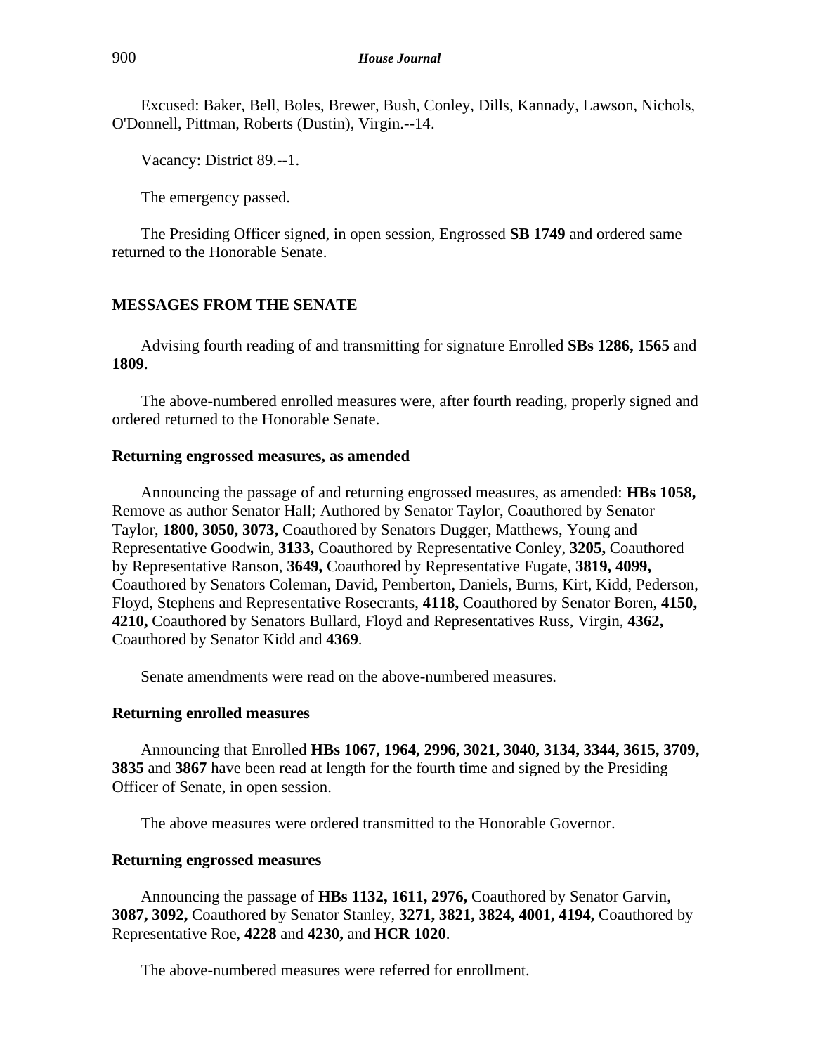Excused: Baker, Bell, Boles, Brewer, Bush, Conley, Dills, Kannady, Lawson, Nichols, O'Donnell, Pittman, Roberts (Dustin), Virgin.--14.

Vacancy: District 89.--1.

The emergency passed.

The Presiding Officer signed, in open session, Engrossed **SB 1749** and ordered same returned to the Honorable Senate.

## MESSAGES FROM THE SENATE

Advising fourth reading of and transmitting for signature Enrolled **SBs 1286, 1565** and **1809**.

The above-numbered enrolled measures were, after fourth reading, properly signed and ordered returned to the Honorable Senate.

### Returning engrossed measures, as amended

Announcing the passage of and returning engrossed measures, as amended: **HBs 1058,** Remove as author Senator Hall; Authored by Senator Taylor, Coauthored by Senator Taylor, **1800, 3050, 3073,** Coauthored by Senators Dugger, Matthews, Young and Representative Goodwin, **3133,** Coauthored by Representative Conley, **3205,** Coauthored by Representative Ranson, **3649,** Coauthored by Representative Fugate, **3819, 4099,** Coauthored by Senators Coleman, David, Pemberton, Daniels, Burns, Kirt, Kidd, Pederson, Floyd, Stephens and Representative Rosecrants, **4118,** Coauthored by Senator Boren, **4150, 4210,** Coauthored by Senators Bullard, Floyd and Representatives Russ, Virgin, **4362,** Coauthored by Senator Kidd and **4369**.

Senate amendments were read on the above-numbered measures.

### Returning enrolled measures

Announcing that Enrolled **HBs 1067, 1964, 2996, 3021, 3040, 3134, 3344, 3615, 3709, 3835** and **3867** have been read at length for the fourth time and signed by the Presiding Officer of Senate, in open session.

The above measures were ordered transmitted to the Honorable Governor.

### Returning engrossed measures

Announcing the passage of **HBs 1132, 1611, 2976,** Coauthored by Senator Garvin, **3087, 3092,** Coauthored by Senator Stanley, **3271, 3821, 3824, 4001, 4194,** Coauthored by Representative Roe, **4228** and **4230,** and **HCR 1020**.

The above-numbered measures were referred for enrollment.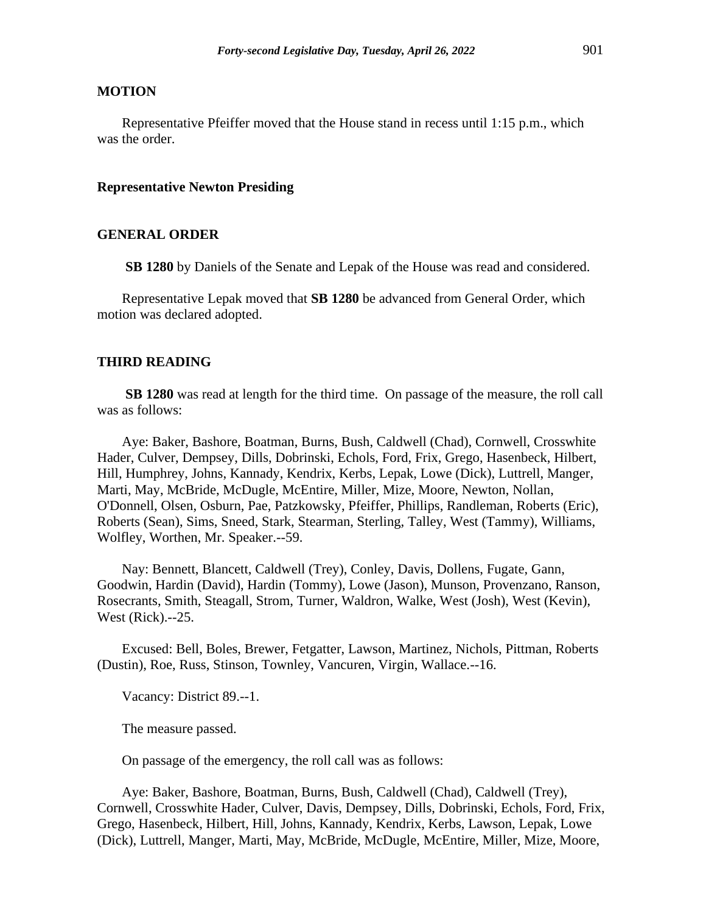**MOTION**

Representative Pfeiffer moved that the House stand in recess until 1:15 p.m., which was the order.

**Representative Newton Presiding**

**GENERAL ORDER**

**SB 1280** by Daniels of the Senate and Lepak of the House was read and considered.

Representative Lepak moved that **SB 1280** be advanced from General Order, which motion was declared adopted.

**THIRD READING**

**SB 1280** was read at length for the third time. On passage of the measure, the roll call was as follows:

Aye: Baker, Bashore, Boatman, Burns, Bush, Caldwell (Chad), Cornwell, Crosswhite Hader, Culver, Dempsey, Dills, Dobrinski, Echols, Ford, Frix, Grego, Hasenbeck, Hilbert, Hill, Humphrey, Johns, Kannady, Kendrix, Kerbs, Lepak, Lowe (Dick), Luttrell, Manger, Marti, May, McBride, McDugle, McEntire, Miller, Mize, Moore, Newton, Nollan, O'Donnell, Olsen, Osburn, Pae, Patzkowsky, Pfeiffer, Phillips, Randleman, Roberts (Eric), Roberts (Sean), Sims, Sneed, Stark, Stearman, Sterling, Talley, West (Tammy), Williams, Wolfley, Worthen, Mr. Speaker.--59.

Nay: Bennett, Blancett, Caldwell (Trey), Conley, Davis, Dollens, Fugate, Gann, Goodwin, Hardin (David), Hardin (Tommy), Lowe (Jason), Munson, Provenzano, Ranson, Rosecrants, Smith, Steagall, Strom, Turner, Waldron, Walke, West (Josh), West (Kevin), West (Rick).--25.

Excused: Bell, Boles, Brewer, Fetgatter, Lawson, Martinez, Nichols, Pittman, Roberts (Dustin), Roe, Russ, Stinson, Townley, Vancuren, Virgin, Wallace.--16.

Vacancy: District 89.--1.

The measure passed.

On passage of the emergency, the roll call was as follows:

Aye: Baker, Bashore, Boatman, Burns, Bush, Caldwell (Chad), Caldwell (Trey), Cornwell, Crosswhite Hader, Culver, Davis, Dempsey, Dills, Dobrinski, Echols, Ford, Frix, Grego, Hasenbeck, Hilbert, Hill, Johns, Kannady, Kendrix, Kerbs, Lawson, Lepak, Lowe (Dick), Luttrell, Manger, Marti, May, McBride, McDugle, McEntire, Miller, Mize, Moore,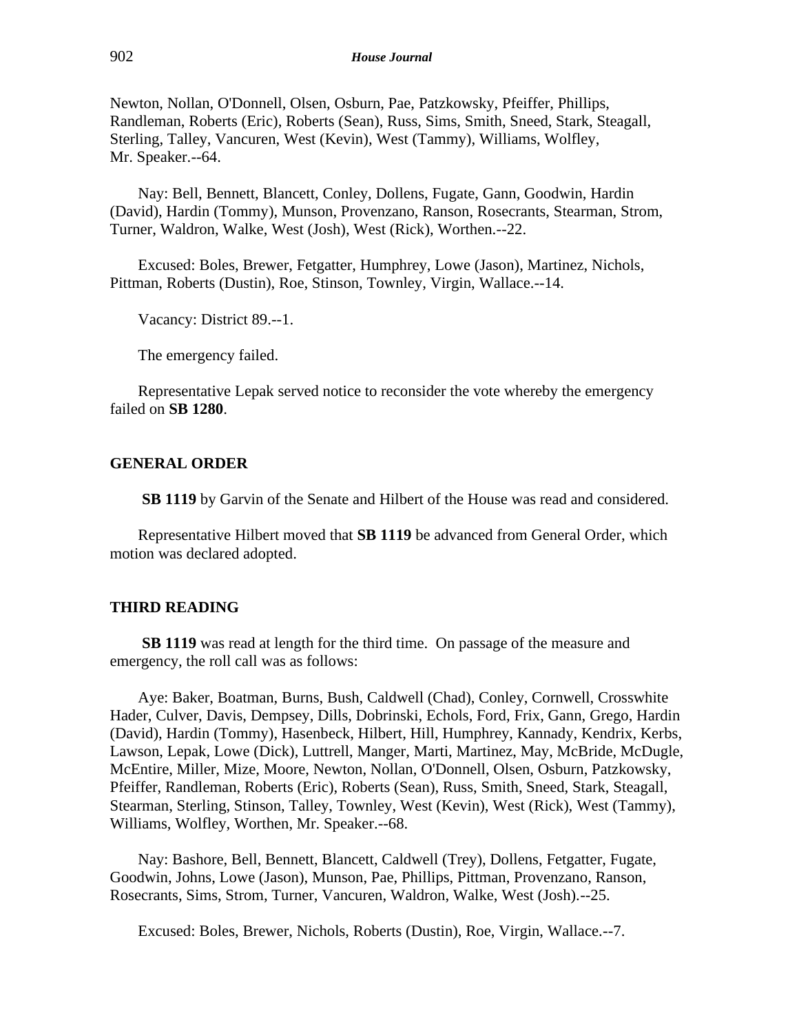Newton, Nollan, O'Donnell, Olsen, Osburn, Pae, Patzkowsky, Pfeiffer, Phillips, Randleman, Roberts (Eric), Roberts (Sean), Russ, Sims, Smith, Sneed, Stark, Steagall, Sterling, Talley, Vancuren, West (Kevin), West (Tammy), Williams, Wolfley, Mr. Speaker.--64.

Nay: Bell, Bennett, Blancett, Conley, Dollens, Fugate, Gann, Goodwin, Hardin (David), Hardin (Tommy), Munson, Provenzano, Ranson, Rosecrants, Stearman, Strom, Turner, Waldron, Walke, West (Josh), West (Rick), Worthen.--22.

Excused: Boles, Brewer, Fetgatter, Humphrey, Lowe (Jason), Martinez, Nichols, Pittman, Roberts (Dustin), Roe, Stinson, Townley, Virgin, Wallace.--14.

Vacancy: District 89.--1.

The emergency failed.

Representative Lepak served notice to reconsider the vote whereby the emergency failed on **SB 1280**.

## GENERAL ORDER

**SB 1119** by Garvin of the Senate and Hilbert of the House was read and considered.

Representative Hilbert moved that **SB 1119** be advanced from General Order, which motion was declared adopted.

## THIRD READING

**SB 1119** was read at length for the third time. On passage of the measure and emergency, the roll call was as follows:

Aye: Baker, Boatman, Burns, Bush, Caldwell (Chad), Conley, Cornwell, Crosswhite Hader, Culver, Davis, Dempsey, Dills, Dobrinski, Echols, Ford, Frix, Gann, Grego, Hardin (David), Hardin (Tommy), Hasenbeck, Hilbert, Hill, Humphrey, Kannady, Kendrix, Kerbs, Lawson, Lepak, Lowe (Dick), Luttrell, Manger, Marti, Martinez, May, McBride, McDugle, McEntire, Miller, Mize, Moore, Newton, Nollan, O'Donnell, Olsen, Osburn, Patzkowsky, Pfeiffer, Randleman, Roberts (Eric), Roberts (Sean), Russ, Smith, Sneed, Stark, Steagall, Stearman, Sterling, Stinson, Talley, Townley, West (Kevin), West (Rick), West (Tammy), Williams, Wolfley, Worthen, Mr. Speaker.--68.

Nay: Bashore, Bell, Bennett, Blancett, Caldwell (Trey), Dollens, Fetgatter, Fugate, Goodwin, Johns, Lowe (Jason), Munson, Pae, Phillips, Pittman, Provenzano, Ranson, Rosecrants, Sims, Strom, Turner, Vancuren, Waldron, Walke, West (Josh).--25.

Excused: Boles, Brewer, Nichols, Roberts (Dustin), Roe, Virgin, Wallace.--7.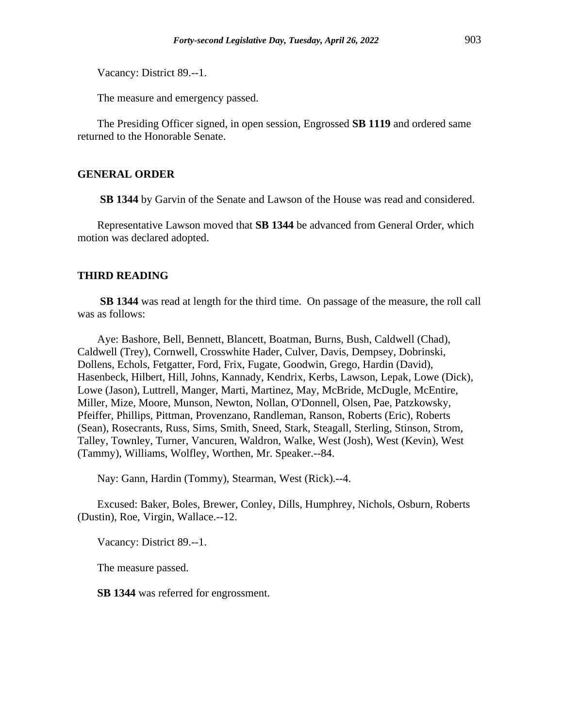Vacancy: District 89.--1.

The measure and emergency passed.

The Presiding Officer signed, in open session, Engrossed **SB 1119** and ordered same returned to the Honorable Senate.

## GENERAL ORDER

**SB 1344** by Garvin of the Senate and Lawson of the House was read and considered.

Representative Lawson moved that **SB 1344** be advanced from General Order, which motion was declared adopted.

## THIRD READING

**SB 1344** was read at length for the third time. On passage of the measure, the roll call was as follows:

Aye: Bashore, Bell, Bennett, Blancett, Boatman, Burns, Bush, Caldwell (Chad), Caldwell (Trey), Cornwell, Crosswhite Hader, Culver, Davis, Dempsey, Dobrinski, Dollens, Echols, Fetgatter, Ford, Frix, Fugate, Goodwin, Grego, Hardin (David), Hasenbeck, Hilbert, Hill, Johns, Kannady, Kendrix, Kerbs, Lawson, Lepak, Lowe (Dick), Lowe (Jason), Luttrell, Manger, Marti, Martinez, May, McBride, McDugle, McEntire, Miller, Mize, Moore, Munson, Newton, Nollan, O'Donnell, Olsen, Pae, Patzkowsky, Pfeiffer, Phillips, Pittman, Provenzano, Randleman, Ranson, Roberts (Eric), Roberts (Sean), Rosecrants, Russ, Sims, Smith, Sneed, Stark, Steagall, Sterling, Stinson, Strom, Talley, Townley, Turner, Vancuren, Waldron, Walke, West (Josh), West (Kevin), West (Tammy), Williams, Wolfley, Worthen, Mr. Speaker.--84.

Nay: Gann, Hardin (Tommy), Stearman, West (Rick).--4.

Excused: Baker, Boles, Brewer, Conley, Dills, Humphrey, Nichols, Osburn, Roberts (Dustin), Roe, Virgin, Wallace.--12.

Vacancy: District 89.--1.

The measure passed.

**SB 1344** was referred for engrossment.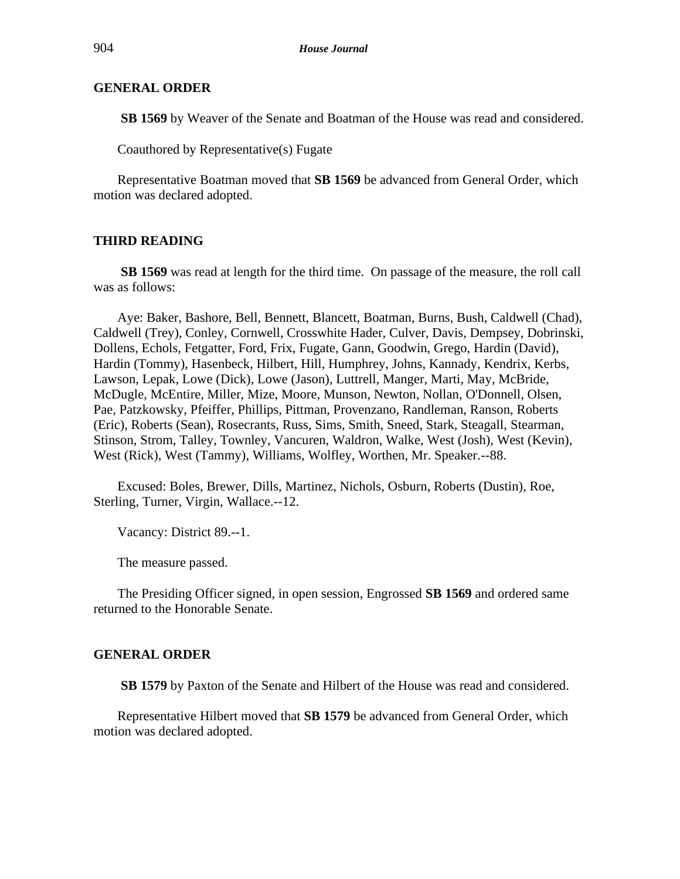**GENERAL ORDER**

**SB 1569** by Weaver of the Senate and Boatman of the House was read and considered.

Coauthored by Representative(s) Fugate

Representative Boatman moved that **SB 1569** be advanced from General Order, which motion was declared adopted.

**THIRD READING**

**SB 1569** was read at length for the third time. On passage of the measure, the roll call was as follows:

Aye: Baker, Bashore, Bell, Bennett, Blancett, Boatman, Burns, Bush, Caldwell (Chad), Caldwell (Trey), Conley, Cornwell, Crosswhite Hader, Culver, Davis, Dempsey, Dobrinski, Dollens, Echols, Fetgatter, Ford, Frix, Fugate, Gann, Goodwin, Grego, Hardin (David), Hardin (Tommy), Hasenbeck, Hilbert, Hill, Humphrey, Johns, Kannady, Kendrix, Kerbs, Lawson, Lepak, Lowe (Dick), Lowe (Jason), Luttrell, Manger, Marti, May, McBride, McDugle, McEntire, Miller, Mize, Moore, Munson, Newton, Nollan, O'Donnell, Olsen, Pae, Patzkowsky, Pfeiffer, Phillips, Pittman, Provenzano, Randleman, Ranson, Roberts (Eric), Roberts (Sean), Rosecrants, Russ, Sims, Smith, Sneed, Stark, Steagall, Stearman, Stinson, Strom, Talley, Townley, Vancuren, Waldron, Walke, West (Josh), West (Kevin), West (Rick), West (Tammy), Williams, Wolfley, Worthen, Mr. Speaker.--88.

Excused: Boles, Brewer, Dills, Martinez, Nichols, Osburn, Roberts (Dustin), Roe, Sterling, Turner, Virgin, Wallace.--12.

Vacancy: District 89.--1.

The measure passed.

The Presiding Officer signed, in open session, Engrossed **SB 1569** and ordered same returned to the Honorable Senate.

**GENERAL ORDER**

**SB 1579** by Paxton of the Senate and Hilbert of the House was read and considered.

Representative Hilbert moved that **SB 1579** be advanced from General Order, which motion was declared adopted.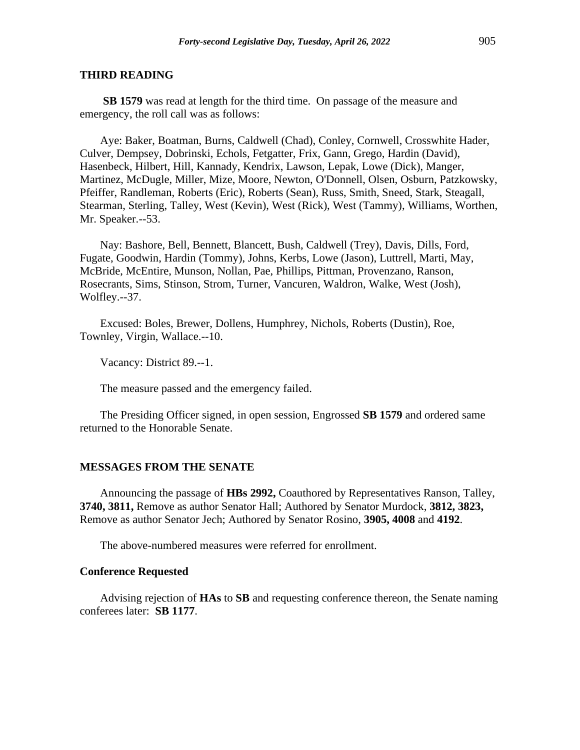## THIRD READING

**SB 1579** was read at length for the third time. On passage of the measure and emergency, the roll call was as follows:

Aye: Baker, Boatman, Burns, Caldwell (Chad), Conley, Cornwell, Crosswhite Hader, Culver, Dempsey, Dobrinski, Echols, Fetgatter, Frix, Gann, Grego, Hardin (David), Hasenbeck, Hilbert, Hill, Kannady, Kendrix, Lawson, Lepak, Lowe (Dick), Manger, Martinez, McDugle, Miller, Mize, Moore, Newton, O'Donnell, Olsen, Osburn, Patzkowsky, Pfeiffer, Randleman, Roberts (Eric), Roberts (Sean), Russ, Smith, Sneed, Stark, Steagall, Stearman, Sterling, Talley, West (Kevin), West (Rick), West (Tammy), Williams, Worthen, Mr. Speaker.--53.

Nay: Bashore, Bell, Bennett, Blancett, Bush, Caldwell (Trey), Davis, Dills, Ford, Fugate, Goodwin, Hardin (Tommy), Johns, Kerbs, Lowe (Jason), Luttrell, Marti, May, McBride, McEntire, Munson, Nollan, Pae, Phillips, Pittman, Provenzano, Ranson, Rosecrants, Sims, Stinson, Strom, Turner, Vancuren, Waldron, Walke, West (Josh), Wolfley.--37.

Excused: Boles, Brewer, Dollens, Humphrey, Nichols, Roberts (Dustin), Roe, Townley, Virgin, Wallace.--10.

Vacancy: District 89.--1.

The measure passed and the emergency failed.

The Presiding Officer signed, in open session, Engrossed **SB 1579** and ordered same returned to the Honorable Senate.

## MESSAGES FROM THE SENATE

Announcing the passage of **HBs 2992,** Coauthored by Representatives Ranson, Talley, **3740, 3811,** Remove as author Senator Hall; Authored by Senator Murdock, **3812, 3823,** Remove as author Senator Jech; Authored by Senator Rosino, **3905, 4008** and **4192**.

The above-numbered measures were referred for enrollment.

### Conference Requested

Advising rejection of **HAs** to **SB** and requesting conference thereon, the Senate naming conferees later: **SB 1177**.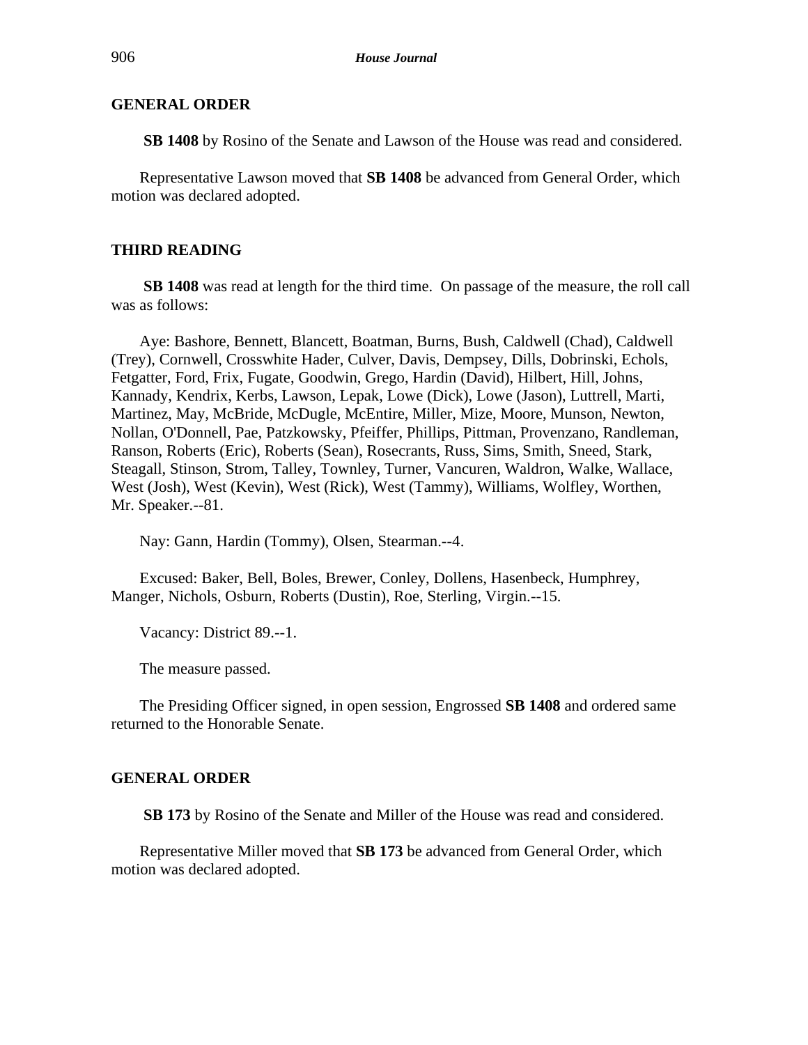## GENERAL ORDER

**SB 1408** by Rosino of the Senate and Lawson of the House was read and considered.

Representative Lawson moved that **SB 1408** be advanced from General Order, which motion was declared adopted.

## THIRD READING

**SB 1408** was read at length for the third time. On passage of the measure, the roll call was as follows:

Aye: Bashore, Bennett, Blancett, Boatman, Burns, Bush, Caldwell (Chad), Caldwell (Trey), Cornwell, Crosswhite Hader, Culver, Davis, Dempsey, Dills, Dobrinski, Echols, Fetgatter, Ford, Frix, Fugate, Goodwin, Grego, Hardin (David), Hilbert, Hill, Johns, Kannady, Kendrix, Kerbs, Lawson, Lepak, Lowe (Dick), Lowe (Jason), Luttrell, Marti, Martinez, May, McBride, McDugle, McEntire, Miller, Mize, Moore, Munson, Newton, Nollan, O'Donnell, Pae, Patzkowsky, Pfeiffer, Phillips, Pittman, Provenzano, Randleman, Ranson, Roberts (Eric), Roberts (Sean), Rosecrants, Russ, Sims, Smith, Sneed, Stark, Steagall, Stinson, Strom, Talley, Townley, Turner, Vancuren, Waldron, Walke, Wallace, West (Josh), West (Kevin), West (Rick), West (Tammy), Williams, Wolfley, Worthen, Mr. Speaker.--81.

Nay: Gann, Hardin (Tommy), Olsen, Stearman.--4.

Excused: Baker, Bell, Boles, Brewer, Conley, Dollens, Hasenbeck, Humphrey, Manger, Nichols, Osburn, Roberts (Dustin), Roe, Sterling, Virgin.--15.

Vacancy: District 89.--1.

The measure passed.

The Presiding Officer signed, in open session, Engrossed **SB 1408** and ordered same returned to the Honorable Senate.

## GENERAL ORDER

**SB 173** by Rosino of the Senate and Miller of the House was read and considered.

Representative Miller moved that **SB 173** be advanced from General Order, which motion was declared adopted.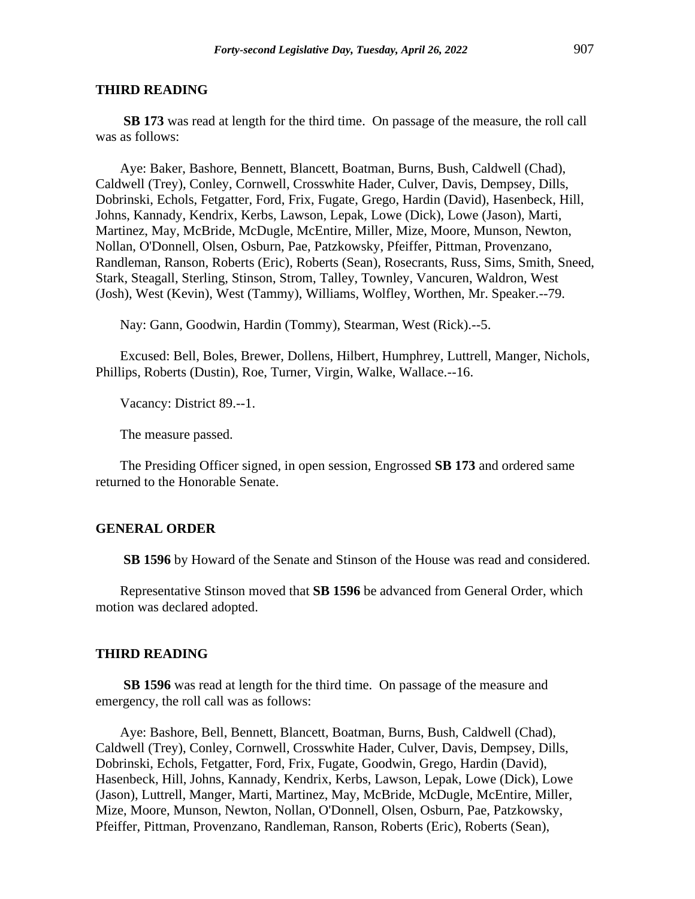## THIRD READING

**SB 173** was read at length for the third time. On passage of the measure, the roll call was as follows:

Aye: Baker, Bashore, Bennett, Blancett, Boatman, Burns, Bush, Caldwell (Chad), Caldwell (Trey), Conley, Cornwell, Crosswhite Hader, Culver, Davis, Dempsey, Dills, Dobrinski, Echols, Fetgatter, Ford, Frix, Fugate, Grego, Hardin (David), Hasenbeck, Hill, Johns, Kannady, Kendrix, Kerbs, Lawson, Lepak, Lowe (Dick), Lowe (Jason), Marti, Martinez, May, McBride, McDugle, McEntire, Miller, Mize, Moore, Munson, Newton, Nollan, O'Donnell, Olsen, Osburn, Pae, Patzkowsky, Pfeiffer, Pittman, Provenzano, Randleman, Ranson, Roberts (Eric), Roberts (Sean), Rosecrants, Russ, Sims, Smith, Sneed, Stark, Steagall, Sterling, Stinson, Strom, Talley, Townley, Vancuren, Waldron, West (Josh), West (Kevin), West (Tammy), Williams, Wolfley, Worthen, Mr. Speaker.--79.

Nay: Gann, Goodwin, Hardin (Tommy), Stearman, West (Rick).--5.

Excused: Bell, Boles, Brewer, Dollens, Hilbert, Humphrey, Luttrell, Manger, Nichols, Phillips, Roberts (Dustin), Roe, Turner, Virgin, Walke, Wallace.--16.

Vacancy: District 89.--1.

The measure passed.

The Presiding Officer signed, in open session, Engrossed **SB 173** and ordered same returned to the Honorable Senate.

## GENERAL ORDER

**SB 1596** by Howard of the Senate and Stinson of the House was read and considered.

Representative Stinson moved that **SB 1596** be advanced from General Order, which motion was declared adopted.

## THIRD READING

**SB 1596** was read at length for the third time. On passage of the measure and emergency, the roll call was as follows:

Aye: Bashore, Bell, Bennett, Blancett, Boatman, Burns, Bush, Caldwell (Chad), Caldwell (Trey), Conley, Cornwell, Crosswhite Hader, Culver, Davis, Dempsey, Dills, Dobrinski, Echols, Fetgatter, Ford, Frix, Fugate, Goodwin, Grego, Hardin (David), Hasenbeck, Hill, Johns, Kannady, Kendrix, Kerbs, Lawson, Lepak, Lowe (Dick), Lowe (Jason), Luttrell, Manger, Marti, Martinez, May, McBride, McDugle, McEntire, Miller, Mize, Moore, Munson, Newton, Nollan, O'Donnell, Olsen, Osburn, Pae, Patzkowsky, Pfeiffer, Pittman, Provenzano, Randleman, Ranson, Roberts (Eric), Roberts (Sean),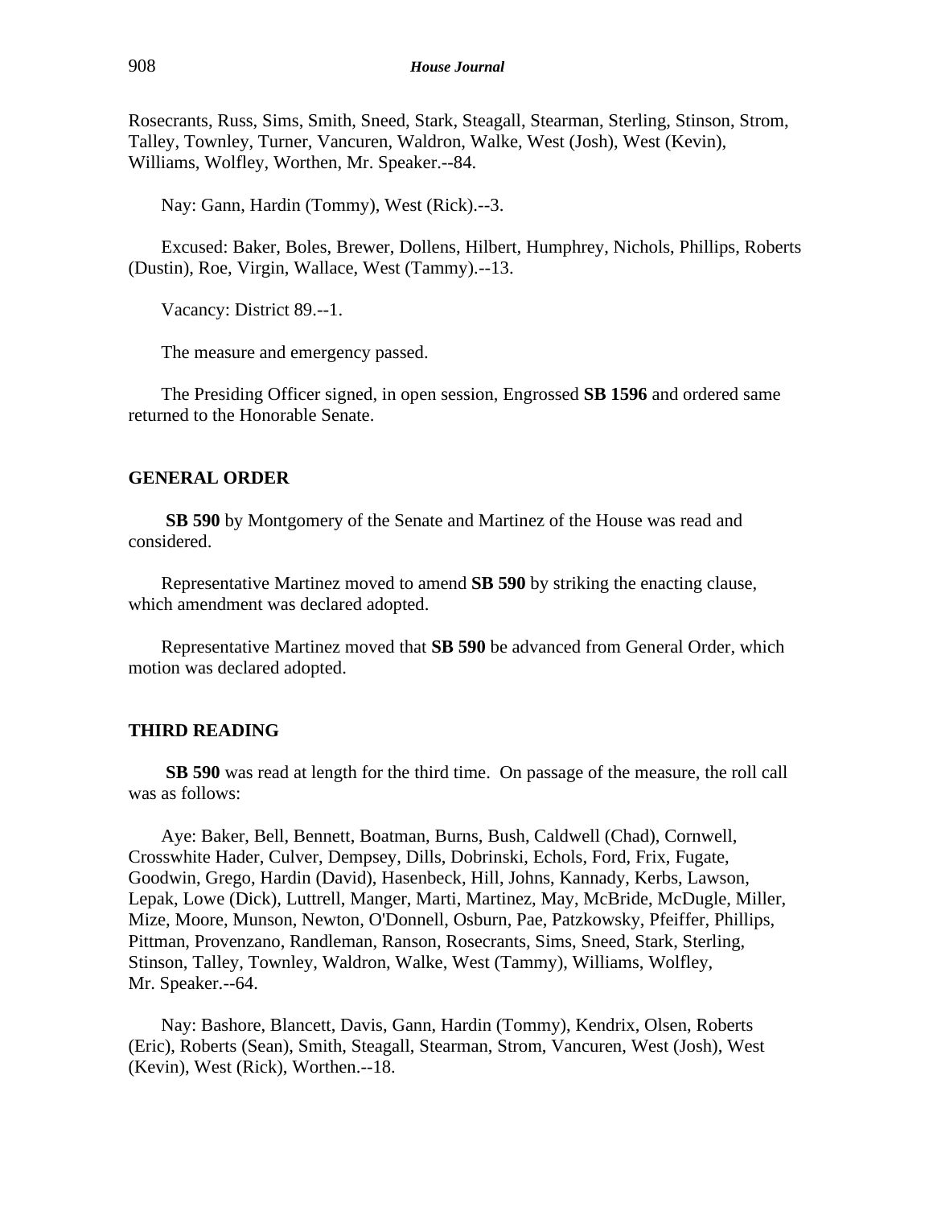Rosecrants, Russ, Sims, Smith, Sneed, Stark, Steagall, Stearman, Sterling, Stinson, Strom, Talley, Townley, Turner, Vancuren, Waldron, Walke, West (Josh), West (Kevin), Williams, Wolfley, Worthen, Mr. Speaker.--84.

Nay: Gann, Hardin (Tommy), West (Rick).--3.

Excused: Baker, Boles, Brewer, Dollens, Hilbert, Humphrey, Nichols, Phillips, Roberts (Dustin), Roe, Virgin, Wallace, West (Tammy).--13.

Vacancy: District 89.--1.

The measure and emergency passed.

The Presiding Officer signed, in open session, Engrossed **SB 1596** and ordered same returned to the Honorable Senate.

## GENERAL ORDER

**SB 590** by Montgomery of the Senate and Martinez of the House was read and considered.

Representative Martinez moved to amend **SB 590** by striking the enacting clause, which amendment was declared adopted.

Representative Martinez moved that **SB 590** be advanced from General Order, which motion was declared adopted.

## THIRD READING

**SB 590** was read at length for the third time. On passage of the measure, the roll call was as follows:

Aye: Baker, Bell, Bennett, Boatman, Burns, Bush, Caldwell (Chad), Cornwell, Crosswhite Hader, Culver, Dempsey, Dills, Dobrinski, Echols, Ford, Frix, Fugate, Goodwin, Grego, Hardin (David), Hasenbeck, Hill, Johns, Kannady, Kerbs, Lawson, Lepak, Lowe (Dick), Luttrell, Manger, Marti, Martinez, May, McBride, McDugle, Miller, Mize, Moore, Munson, Newton, O'Donnell, Osburn, Pae, Patzkowsky, Pfeiffer, Phillips, Pittman, Provenzano, Randleman, Ranson, Rosecrants, Sims, Sneed, Stark, Sterling, Stinson, Talley, Townley, Waldron, Walke, West (Tammy), Williams, Wolfley, Mr. Speaker.--64.

Nay: Bashore, Blancett, Davis, Gann, Hardin (Tommy), Kendrix, Olsen, Roberts (Eric), Roberts (Sean), Smith, Steagall, Stearman, Strom, Vancuren, West (Josh), West (Kevin), West (Rick), Worthen.--18.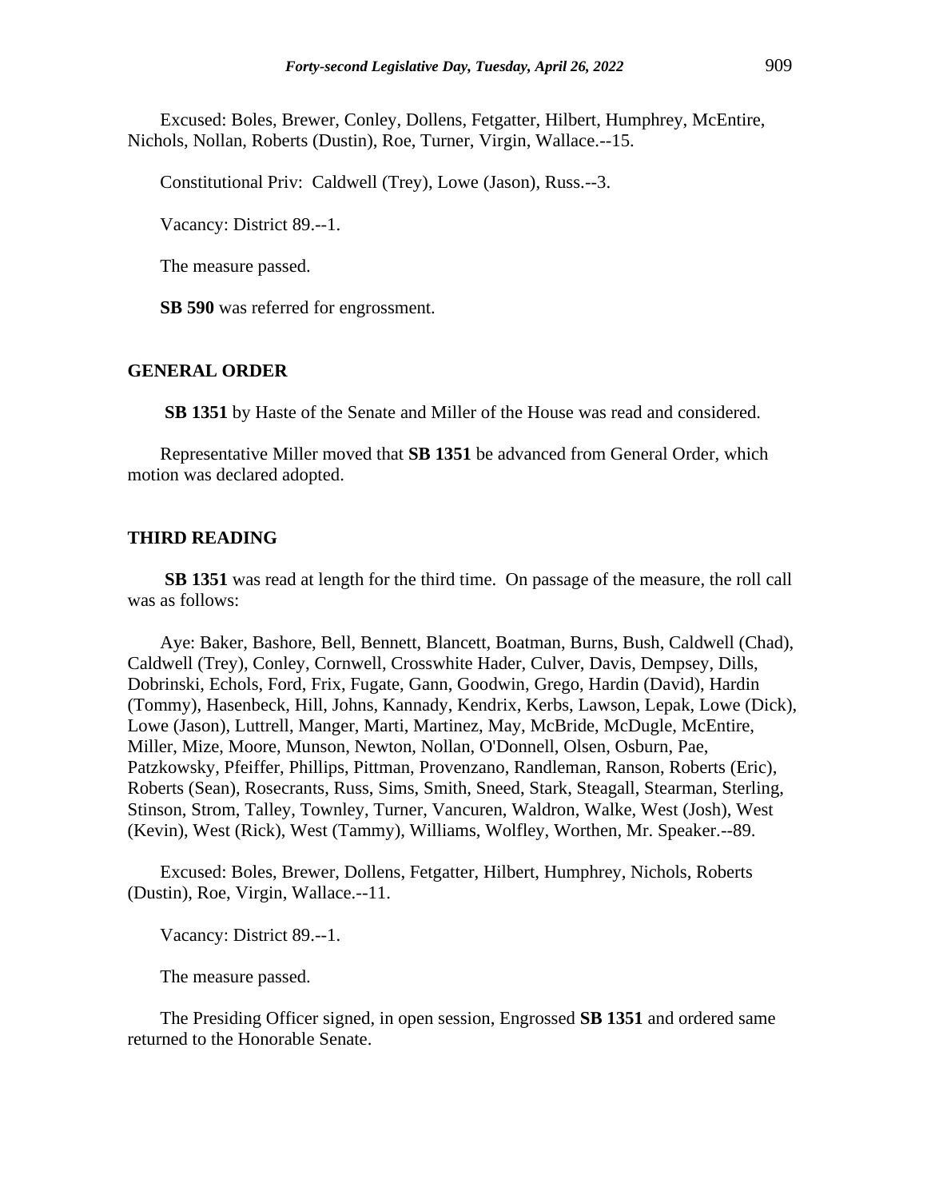Excused: Boles, Brewer, Conley, Dollens, Fetgatter, Hilbert, Humphrey, McEntire, Nichols, Nollan, Roberts (Dustin), Roe, Turner, Virgin, Wallace.--15.

Constitutional Priv: Caldwell (Trey), Lowe (Jason), Russ.--3.

Vacancy: District 89.--1.

The measure passed.

**SB 590** was referred for engrossment.

## GENERAL ORDER

**SB 1351** by Haste of the Senate and Miller of the House was read and considered.

Representative Miller moved that **SB 1351** be advanced from General Order, which motion was declared adopted.

## THIRD READING

**SB 1351** was read at length for the third time. On passage of the measure, the roll call was as follows:

Aye: Baker, Bashore, Bell, Bennett, Blancett, Boatman, Burns, Bush, Caldwell (Chad), Caldwell (Trey), Conley, Cornwell, Crosswhite Hader, Culver, Davis, Dempsey, Dills, Dobrinski, Echols, Ford, Frix, Fugate, Gann, Goodwin, Grego, Hardin (David), Hardin (Tommy), Hasenbeck, Hill, Johns, Kannady, Kendrix, Kerbs, Lawson, Lepak, Lowe (Dick), Lowe (Jason), Luttrell, Manger, Marti, Martinez, May, McBride, McDugle, McEntire, Miller, Mize, Moore, Munson, Newton, Nollan, O'Donnell, Olsen, Osburn, Pae, Patzkowsky, Pfeiffer, Phillips, Pittman, Provenzano, Randleman, Ranson, Roberts (Eric), Roberts (Sean), Rosecrants, Russ, Sims, Smith, Sneed, Stark, Steagall, Stearman, Sterling, Stinson, Strom, Talley, Townley, Turner, Vancuren, Waldron, Walke, West (Josh), West (Kevin), West (Rick), West (Tammy), Williams, Wolfley, Worthen, Mr. Speaker.--89.

Excused: Boles, Brewer, Dollens, Fetgatter, Hilbert, Humphrey, Nichols, Roberts (Dustin), Roe, Virgin, Wallace.--11.

Vacancy: District 89.--1.

The measure passed.

The Presiding Officer signed, in open session, Engrossed **SB 1351** and ordered same returned to the Honorable Senate.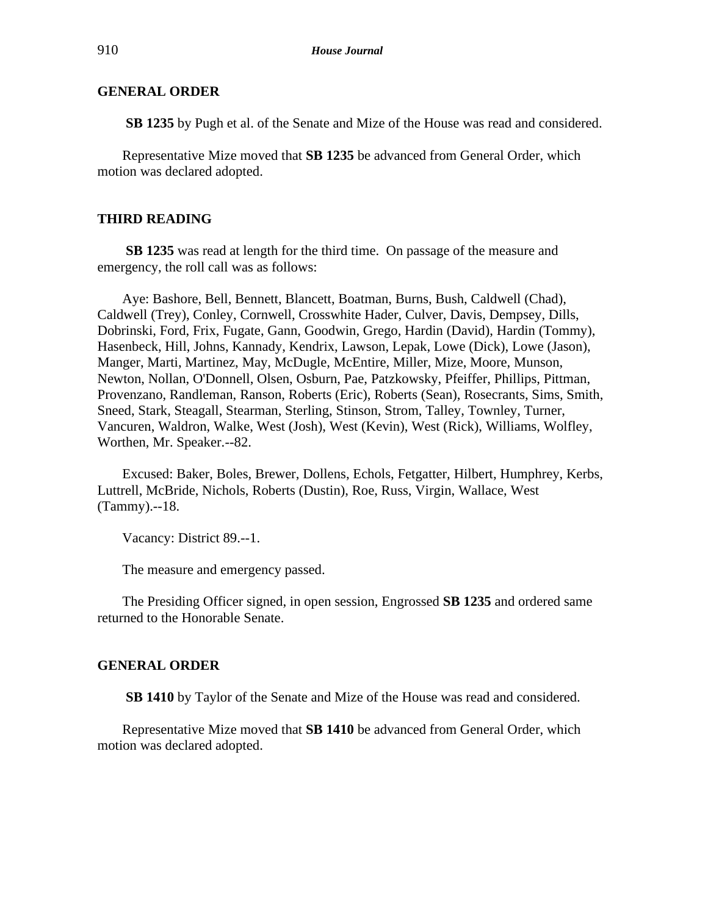## GENERAL ORDER

**SB 1235** by Pugh et al. of the Senate and Mize of the House was read and considered.

Representative Mize moved that **SB 1235** be advanced from General Order, which motion was declared adopted.

## THIRD READING

**SB 1235** was read at length for the third time. On passage of the measure and emergency, the roll call was as follows:

Aye: Bashore, Bell, Bennett, Blancett, Boatman, Burns, Bush, Caldwell (Chad), Caldwell (Trey), Conley, Cornwell, Crosswhite Hader, Culver, Davis, Dempsey, Dills, Dobrinski, Ford, Frix, Fugate, Gann, Goodwin, Grego, Hardin (David), Hardin (Tommy), Hasenbeck, Hill, Johns, Kannady, Kendrix, Lawson, Lepak, Lowe (Dick), Lowe (Jason), Manger, Marti, Martinez, May, McDugle, McEntire, Miller, Mize, Moore, Munson, Newton, Nollan, O'Donnell, Olsen, Osburn, Pae, Patzkowsky, Pfeiffer, Phillips, Pittman, Provenzano, Randleman, Ranson, Roberts (Eric), Roberts (Sean), Rosecrants, Sims, Smith, Sneed, Stark, Steagall, Stearman, Sterling, Stinson, Strom, Talley, Townley, Turner, Vancuren, Waldron, Walke, West (Josh), West (Kevin), West (Rick), Williams, Wolfley, Worthen, Mr. Speaker.--82.

Excused: Baker, Boles, Brewer, Dollens, Echols, Fetgatter, Hilbert, Humphrey, Kerbs, Luttrell, McBride, Nichols, Roberts (Dustin), Roe, Russ, Virgin, Wallace, West (Tammy).--18.

Vacancy: District 89.--1.

The measure and emergency passed.

The Presiding Officer signed, in open session, Engrossed **SB 1235** and ordered same returned to the Honorable Senate.

## GENERAL ORDER

**SB 1410** by Taylor of the Senate and Mize of the House was read and considered.

Representative Mize moved that **SB 1410** be advanced from General Order, which motion was declared adopted.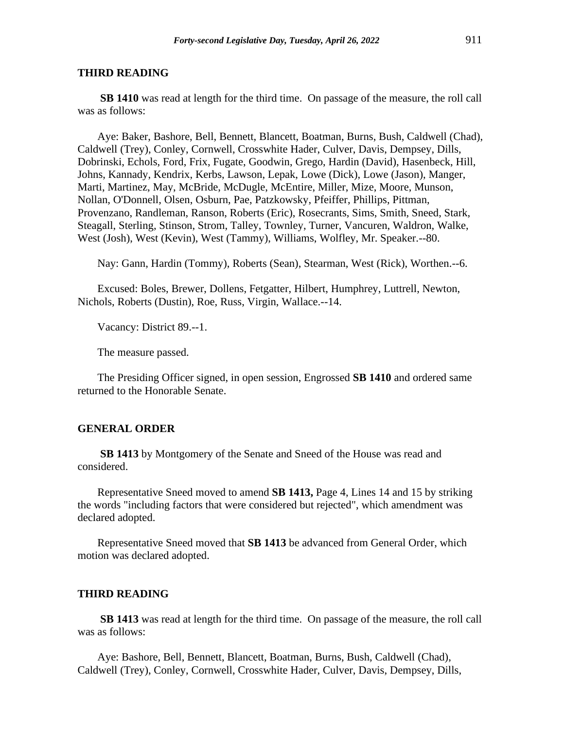## THIRD READING

**SB 1410** was read at length for the third time. On passage of the measure, the roll call was as follows:

Aye: Baker, Bashore, Bell, Bennett, Blancett, Boatman, Burns, Bush, Caldwell (Chad), Caldwell (Trey), Conley, Cornwell, Crosswhite Hader, Culver, Davis, Dempsey, Dills, Dobrinski, Echols, Ford, Frix, Fugate, Goodwin, Grego, Hardin (David), Hasenbeck, Hill, Johns, Kannady, Kendrix, Kerbs, Lawson, Lepak, Lowe (Dick), Lowe (Jason), Manger, Marti, Martinez, May, McBride, McDugle, McEntire, Miller, Mize, Moore, Munson, Nollan, O'Donnell, Olsen, Osburn, Pae, Patzkowsky, Pfeiffer, Phillips, Pittman, Provenzano, Randleman, Ranson, Roberts (Eric), Rosecrants, Sims, Smith, Sneed, Stark, Steagall, Sterling, Stinson, Strom, Talley, Townley, Turner, Vancuren, Waldron, Walke, West (Josh), West (Kevin), West (Tammy), Williams, Wolfley, Mr. Speaker.--80.

Nay: Gann, Hardin (Tommy), Roberts (Sean), Stearman, West (Rick), Worthen.--6.

Excused: Boles, Brewer, Dollens, Fetgatter, Hilbert, Humphrey, Luttrell, Newton, Nichols, Roberts (Dustin), Roe, Russ, Virgin, Wallace.--14.

Vacancy: District 89.--1.

The measure passed.

The Presiding Officer signed, in open session, Engrossed **SB 1410** and ordered same returned to the Honorable Senate.

## GENERAL ORDER

**SB 1413** by Montgomery of the Senate and Sneed of the House was read and considered.

Representative Sneed moved to amend **SB 1413,** Page 4, Lines 14 and 15 by striking the words "including factors that were considered but rejected", which amendment was declared adopted.

Representative Sneed moved that **SB 1413** be advanced from General Order, which motion was declared adopted.

## THIRD READING

**SB 1413** was read at length for the third time. On passage of the measure, the roll call was as follows:

Aye: Bashore, Bell, Bennett, Blancett, Boatman, Burns, Bush, Caldwell (Chad), Caldwell (Trey), Conley, Cornwell, Crosswhite Hader, Culver, Davis, Dempsey, Dills,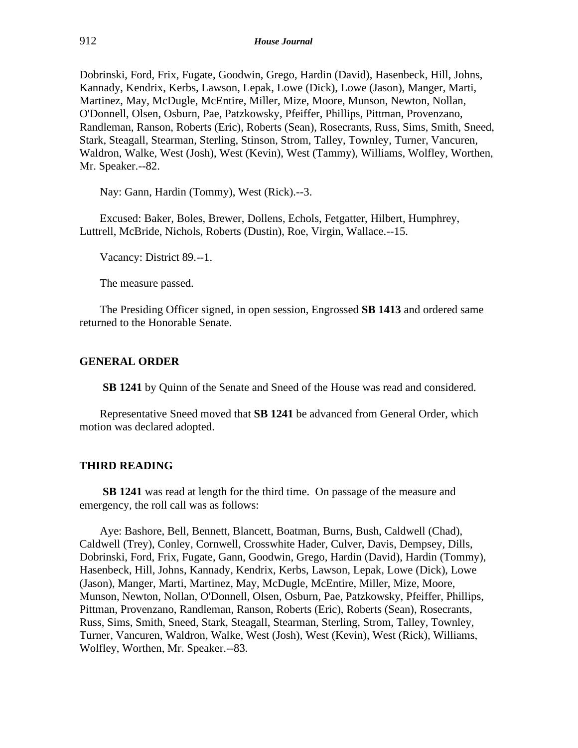Dobrinski, Ford, Frix, Fugate, Goodwin, Grego, Hardin (David), Hasenbeck, Hill, Johns, Kannady, Kendrix, Kerbs, Lawson, Lepak, Lowe (Dick), Lowe (Jason), Manger, Marti, Martinez, May, McDugle, McEntire, Miller, Mize, Moore, Munson, Newton, Nollan, O'Donnell, Olsen, Osburn, Pae, Patzkowsky, Pfeiffer, Phillips, Pittman, Provenzano, Randleman, Ranson, Roberts (Eric), Roberts (Sean), Rosecrants, Russ, Sims, Smith, Sneed, Stark, Steagall, Stearman, Sterling, Stinson, Strom, Talley, Townley, Turner, Vancuren, Waldron, Walke, West (Josh), West (Kevin), West (Tammy), Williams, Wolfley, Worthen, Mr. Speaker.--82.

Nay: Gann, Hardin (Tommy), West (Rick).--3.

Excused: Baker, Boles, Brewer, Dollens, Echols, Fetgatter, Hilbert, Humphrey, Luttrell, McBride, Nichols, Roberts (Dustin), Roe, Virgin, Wallace.--15.

Vacancy: District 89.--1.

The measure passed.

The Presiding Officer signed, in open session, Engrossed **SB 1413** and ordered same returned to the Honorable Senate.

## GENERAL ORDER

**SB 1241** by Quinn of the Senate and Sneed of the House was read and considered.

Representative Sneed moved that **SB 1241** be advanced from General Order, which motion was declared adopted.

## THIRD READING

**SB 1241** was read at length for the third time. On passage of the measure and emergency, the roll call was as follows:

Aye: Bashore, Bell, Bennett, Blancett, Boatman, Burns, Bush, Caldwell (Chad), Caldwell (Trey), Conley, Cornwell, Crosswhite Hader, Culver, Davis, Dempsey, Dills, Dobrinski, Ford, Frix, Fugate, Gann, Goodwin, Grego, Hardin (David), Hardin (Tommy), Hasenbeck, Hill, Johns, Kannady, Kendrix, Kerbs, Lawson, Lepak, Lowe (Dick), Lowe (Jason), Manger, Marti, Martinez, May, McDugle, McEntire, Miller, Mize, Moore, Munson, Newton, Nollan, O'Donnell, Olsen, Osburn, Pae, Patzkowsky, Pfeiffer, Phillips, Pittman, Provenzano, Randleman, Ranson, Roberts (Eric), Roberts (Sean), Rosecrants, Russ, Sims, Smith, Sneed, Stark, Steagall, Stearman, Sterling, Strom, Talley, Townley, Turner, Vancuren, Waldron, Walke, West (Josh), West (Kevin), West (Rick), Williams, Wolfley, Worthen, Mr. Speaker.--83.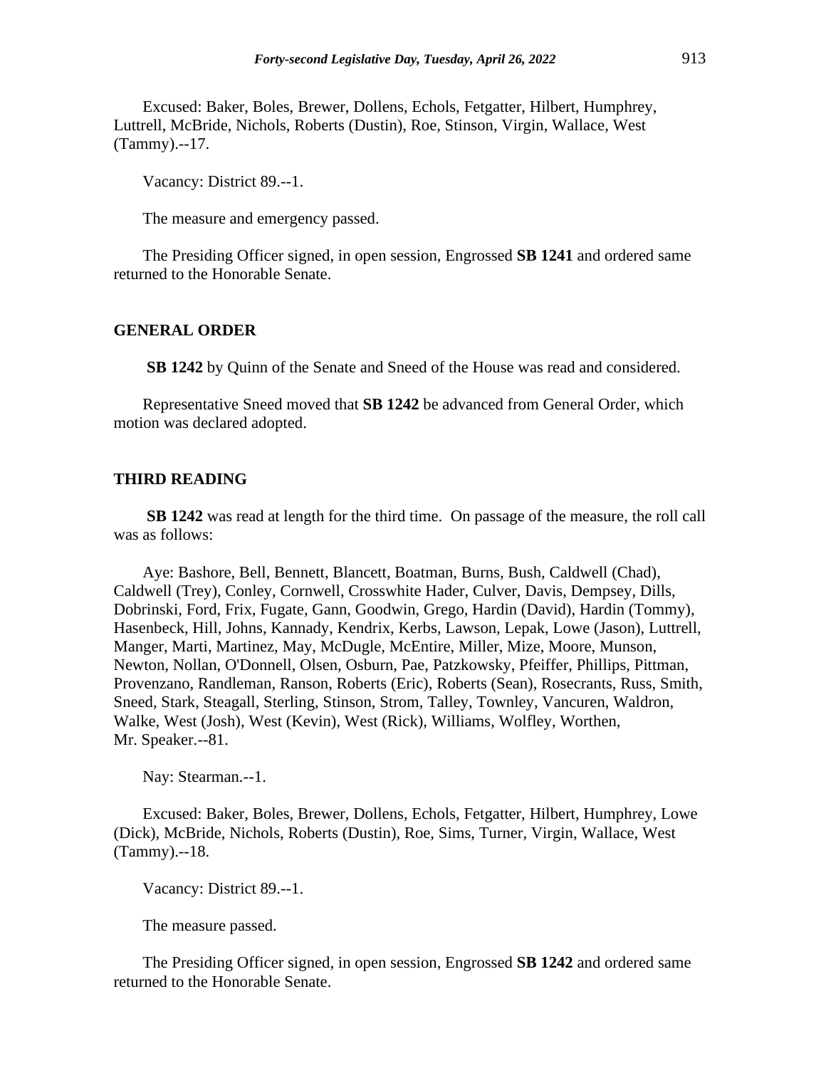Excused: Baker, Boles, Brewer, Dollens, Echols, Fetgatter, Hilbert, Humphrey, Luttrell, McBride, Nichols, Roberts (Dustin), Roe, Stinson, Virgin, Wallace, West (Tammy).--17.

Vacancy: District 89.--1.

The measure and emergency passed.

The Presiding Officer signed, in open session, Engrossed **SB 1241** and ordered same returned to the Honorable Senate.

## GENERAL ORDER

**SB 1242** by Quinn of the Senate and Sneed of the House was read and considered.

Representative Sneed moved that **SB 1242** be advanced from General Order, which motion was declared adopted.

## THIRD READING

**SB 1242** was read at length for the third time. On passage of the measure, the roll call was as follows:

Aye: Bashore, Bell, Bennett, Blancett, Boatman, Burns, Bush, Caldwell (Chad), Caldwell (Trey), Conley, Cornwell, Crosswhite Hader, Culver, Davis, Dempsey, Dills, Dobrinski, Ford, Frix, Fugate, Gann, Goodwin, Grego, Hardin (David), Hardin (Tommy), Hasenbeck, Hill, Johns, Kannady, Kendrix, Kerbs, Lawson, Lepak, Lowe (Jason), Luttrell, Manger, Marti, Martinez, May, McDugle, McEntire, Miller, Mize, Moore, Munson, Newton, Nollan, O'Donnell, Olsen, Osburn, Pae, Patzkowsky, Pfeiffer, Phillips, Pittman, Provenzano, Randleman, Ranson, Roberts (Eric), Roberts (Sean), Rosecrants, Russ, Smith, Sneed, Stark, Steagall, Sterling, Stinson, Strom, Talley, Townley, Vancuren, Waldron, Walke, West (Josh), West (Kevin), West (Rick), Williams, Wolfley, Worthen, Mr. Speaker.--81.

Nay: Stearman.--1.

Excused: Baker, Boles, Brewer, Dollens, Echols, Fetgatter, Hilbert, Humphrey, Lowe (Dick), McBride, Nichols, Roberts (Dustin), Roe, Sims, Turner, Virgin, Wallace, West (Tammy).--18.

Vacancy: District 89.--1.

The measure passed.

The Presiding Officer signed, in open session, Engrossed **SB 1242** and ordered same returned to the Honorable Senate.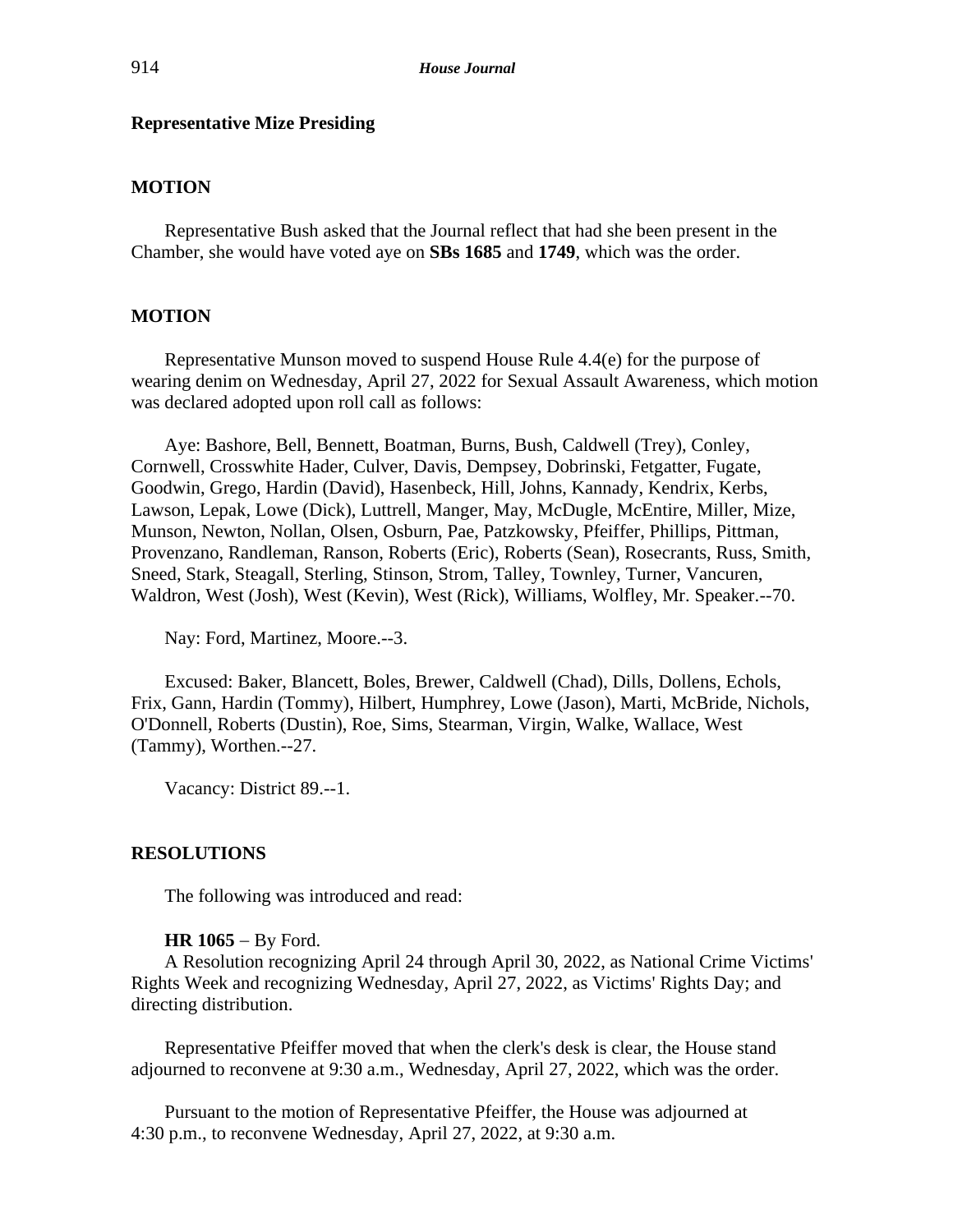**Representative Mize Presiding**

**MOTION**

Representative Bush asked that the Journal reflect that had she been present in the Chamber, she would have voted aye on **SBs 1685** and **1749**, which was the order.

**MOTION**

Representative Munson moved to suspend House Rule 4.4(e) for the purpose of wearing denim on Wednesday, April 27, 2022 for Sexual Assault Awareness, which motion was declared adopted upon roll call as follows:

Aye: Bashore, Bell, Bennett, Boatman, Burns, Bush, Caldwell (Trey), Conley, Cornwell, Crosswhite Hader, Culver, Davis, Dempsey, Dobrinski, Fetgatter, Fugate, Goodwin, Grego, Hardin (David), Hasenbeck, Hill, Johns, Kannady, Kendrix, Kerbs, Lawson, Lepak, Lowe (Dick), Luttrell, Manger, May, McDugle, McEntire, Miller, Mize, Munson, Newton, Nollan, Olsen, Osburn, Pae, Patzkowsky, Pfeiffer, Phillips, Pittman, Provenzano, Randleman, Ranson, Roberts (Eric), Roberts (Sean), Rosecrants, Russ, Smith, Sneed, Stark, Steagall, Sterling, Stinson, Strom, Talley, Townley, Turner, Vancuren, Waldron, West (Josh), West (Kevin), West (Rick), Williams, Wolfley, Mr. Speaker.--70.

Nay: Ford, Martinez, Moore.--3.

Excused: Baker, Blancett, Boles, Brewer, Caldwell (Chad), Dills, Dollens, Echols, Frix, Gann, Hardin (Tommy), Hilbert, Humphrey, Lowe (Jason), Marti, McBride, Nichols, O'Donnell, Roberts (Dustin), Roe, Sims, Stearman, Virgin, Walke, Wallace, West (Tammy), Worthen.--27.

Vacancy: District 89.--1.

**RESOLUTIONS**

The following was introduced and read:

**HR 1065** − By Ford.
A Resolution recognizing April 24 through April 30, 2022, as National Crime Victims' Rights Week and recognizing Wednesday, April 27, 2022, as Victims' Rights Day; and directing distribution.

Representative Pfeiffer moved that when the clerk's desk is clear, the House stand adjourned to reconvene at 9:30 a.m., Wednesday, April 27, 2022, which was the order.

Pursuant to the motion of Representative Pfeiffer, the House was adjourned at 4:30 p.m., to reconvene Wednesday, April 27, 2022, at 9:30 a.m.